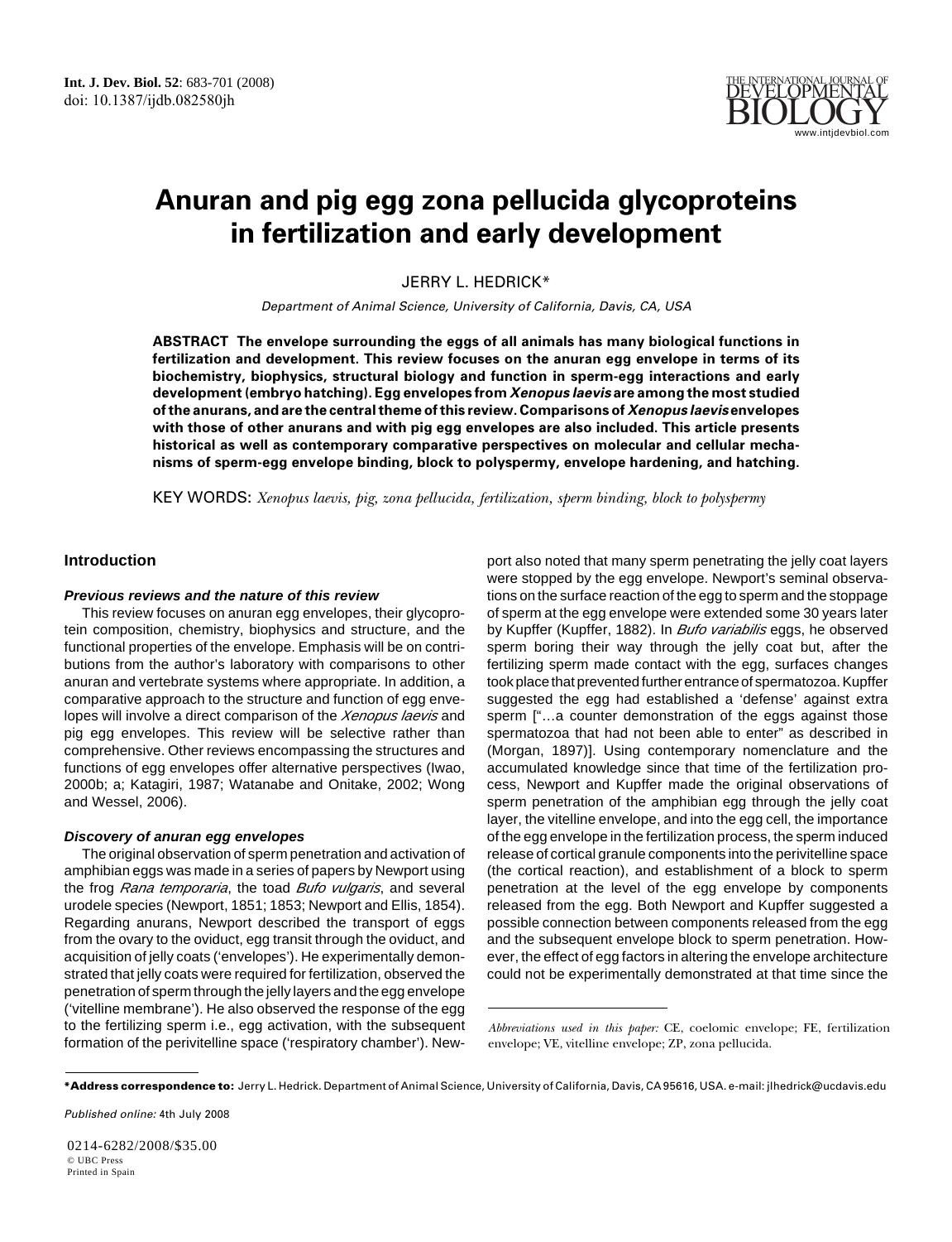# Anuran and pig egg zona pellucida glycoproteins in fertilization and early development

JERRY L. HEDRICK*

*Department of Animal Science, University of California, Davis, CA, USA*

**ABSTRACT The envelope surrounding the eggs of all animals has many biological functions in fertilization and development. This review focuses on the anuran egg envelope in terms of its biochemistry, biophysics, structural biology and function in sperm-egg interactions and early development (embryo hatching). Egg envelopes from *Xenopus laevis* are among the most studied of the anurans, and are the central theme of this review. Comparisons of *Xenopus laevis* envelopes with those of other anurans and with pig egg envelopes are also included. This article presents historical as well as contemporary comparative perspectives on molecular and cellular mechanisms of sperm-egg envelope binding, block to polyspermy, envelope hardening, and hatching.**

KEY WORDS: *Xenopus laevis, pig, zona pellucida, fertilization, sperm binding, block to polyspermy*

## Introduction

### *Previous reviews and the nature of this review*

This review focuses on anuran egg envelopes, their glycoprotein composition, chemistry, biophysics and structure, and the functional properties of the envelope. Emphasis will be on contributions from the author's laboratory with comparisons to other anuran and vertebrate systems where appropriate. In addition, a comparative approach to the structure and function of egg envelopes will involve a direct comparison of the *Xenopus laevis* and pig egg envelopes. This review will be selective rather than comprehensive. Other reviews encompassing the structures and functions of egg envelopes offer alternative perspectives (Iwao, 2000b; a; Katagiri, 1987; Watanabe and Onitake, 2002; Wong and Wessel, 2006).

### *Discovery of anuran egg envelopes*

The original observation of sperm penetration and activation of amphibian eggs was made in a series of papers by Newport using the frog *Rana temporaria*, the toad *Bufo vulgaris*, and several urodele species (Newport, 1851; 1853; Newport and Ellis, 1854). Regarding anurans, Newport described the transport of eggs from the ovary to the oviduct, egg transit through the oviduct, and acquisition of jelly coats ('envelopes'). He experimentally demonstrated that jelly coats were required for fertilization, observed the penetration of sperm through the jelly layers and the egg envelope ('vitelline membrane'). He also observed the response of the egg to the fertilizing sperm i.e., egg activation, with the subsequent formation of the perivitelline space ('respiratory chamber'). Newport also noted that many sperm penetrating the jelly coat layers were stopped by the egg envelope. Newport's seminal observations on the surface reaction of the egg to sperm and the stoppage of sperm at the egg envelope were extended some 30 years later by Kupffer (Kupffer, 1882). In *Bufo variabilis* eggs, he observed sperm boring their way through the jelly coat but, after the fertilizing sperm made contact with the egg, surfaces changes took place that prevented further entrance of spermatozoa. Kupffer suggested the egg had established a 'defense' against extra sperm ["…a counter demonstration of the eggs against those spermatozoa that had not been able to enter" as described in (Morgan, 1897)]. Using contemporary nomenclature and the accumulated knowledge since that time of the fertilization process, Newport and Kupffer made the original observations of sperm penetration of the amphibian egg through the jelly coat layer, the vitelline envelope, and into the egg cell, the importance of the egg envelope in the fertilization process, the sperm induced release of cortical granule components into the perivitelline space (the cortical reaction), and establishment of a block to sperm penetration at the level of the egg envelope by components released from the egg. Both Newport and Kupffer suggested a possible connection between components released from the egg and the subsequent envelope block to sperm penetration. However, the effect of egg factors in altering the envelope architecture could not be experimentally demonstrated at that time since the

*Abbreviations used in this paper:* CE, coelomic envelope; FE, fertilization envelope; VE, vitelline envelope; ZP, zona pellucida.

**\*Address correspondence to:** Jerry L. Hedrick. Department of Animal Science, University of California, Davis, CA 95616, USA. e-mail: jlhedrick@ucdavis.edu

*Published online:* 4th July 2008

0214-6282/2008/$35.00
© UBC Press
Printed in Spain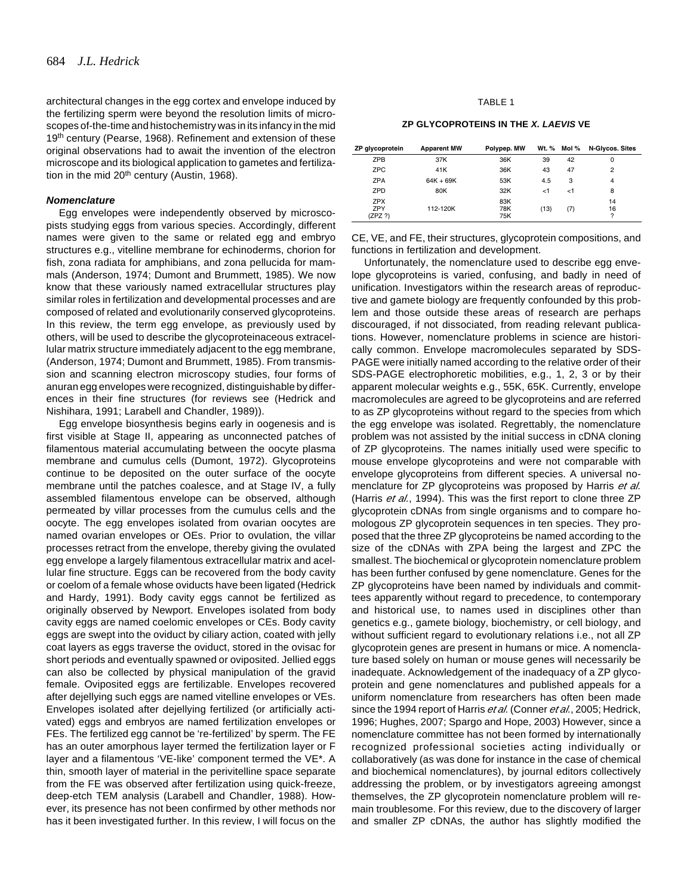architectural changes in the egg cortex and envelope induced by the fertilizing sperm were beyond the resolution limits of microscopes of-the-time and histochemistry was in its infancy in the mid 19th century (Pearse, 1968). Refinement and extension of these original observations had to await the invention of the electron microscope and its biological application to gametes and fertilization in the mid 20th century (Austin, 1968).

### *Nomenclature*

Egg envelopes were independently observed by microscopists studying eggs from various species. Accordingly, different names were given to the same or related egg and embryo structures e.g., vitelline membrane for echinoderms, chorion for fish, zona radiata for amphibians, and zona pellucida for mammals (Anderson, 1974; Dumont and Brummett, 1985). We now know that these variously named extracellular structures play similar roles in fertilization and developmental processes and are composed of related and evolutionarily conserved glycoproteins. In this review, the term egg envelope, as previously used by others, will be used to describe the glycoproteinaceous extracellular matrix structure immediately adjacent to the egg membrane, (Anderson, 1974; Dumont and Brummett, 1985). From transmission and scanning electron microscopy studies, four forms of anuran egg envelopes were recognized, distinguishable by differences in their fine structures (for reviews see (Hedrick and Nishihara, 1991; Larabell and Chandler, 1989)).

Egg envelope biosynthesis begins early in oogenesis and is first visible at Stage II, appearing as unconnected patches of filamentous material accumulating between the oocyte plasma membrane and cumulus cells (Dumont, 1972). Glycoproteins continue to be deposited on the outer surface of the oocyte membrane until the patches coalesce, and at Stage IV, a fully assembled filamentous envelope can be observed, although permeated by villar processes from the cumulus cells and the oocyte. The egg envelopes isolated from ovarian oocytes are named ovarian envelopes or OEs. Prior to ovulation, the villar processes retract from the envelope, thereby giving the ovulated egg envelope a largely filamentous extracellular matrix and acellular fine structure. Eggs can be recovered from the body cavity or coelom of a female whose oviducts have been ligated (Hedrick and Hardy, 1991). Body cavity eggs cannot be fertilized as originally observed by Newport. Envelopes isolated from body cavity eggs are named coelomic envelopes or CEs. Body cavity eggs are swept into the oviduct by ciliary action, coated with jelly coat layers as eggs traverse the oviduct, stored in the ovisac for short periods and eventually spawned or oviposited. Jellied eggs can also be collected by physical manipulation of the gravid female. Oviposited eggs are fertilizable. Envelopes recovered after dejellying such eggs are named vitelline envelopes or VEs. Envelopes isolated after dejellying fertilized (or artificially activated) eggs and embryos are named fertilization envelopes or FEs. The fertilized egg cannot be 're-fertilized' by sperm. The FE has an outer amorphous layer termed the fertilization layer or F layer and a filamentous 'VE-like' component termed the VE*. A thin, smooth layer of material in the perivitelline space separate from the FE was observed after fertilization using quick-freeze, deep-etch TEM analysis (Larabell and Chandler, 1988). However, its presence has not been confirmed by other methods nor has it been investigated further. In this review, I will focus on the CE, VE, and FE, their structures, glycoprotein compositions, and functions in fertilization and development.

TABLE 1

**ZP GLYCOPROTEINS IN THE *X. LAEVIS* VE**

| ZP glycoprotein | Apparent MW | Polypep. MW | Wt. % | Mol % | N-Glycos. Sites |
|---|---|---|---|---|---|
| ZPB | 37K | 36K | 39 | 42 | 0 |
| ZPC | 41K | 36K | 43 | 47 | 2 |
| ZPA | 64K + 69K | 53K | 4.5 | 3 | 4 |
| ZPD | 80K | 32K | <1 | <1 | 8 |
| ZPX<br>ZPY<br>(ZPZ ?) | 112-120K | 83K<br>78K<br>75K | (13) | (7) | 14<br>16<br>? |

Unfortunately, the nomenclature used to describe egg envelope glycoproteins is varied, confusing, and badly in need of unification. Investigators within the research areas of reproductive and gamete biology are frequently confounded by this problem and those outside these areas of research are perhaps discouraged, if not dissociated, from reading relevant publications. However, nomenclature problems in science are historically common. Envelope macromolecules separated by SDS-PAGE were initially named according to the relative order of their SDS-PAGE electrophoretic mobilities, e.g., 1, 2, 3 or by their apparent molecular weights e.g., 55K, 65K. Currently, envelope macromolecules are agreed to be glycoproteins and are referred to as ZP glycoproteins without regard to the species from which the egg envelope was isolated. Regrettably, the nomenclature problem was not assisted by the initial success in cDNA cloning of ZP glycoproteins. The names initially used were specific to mouse envelope glycoproteins and were not comparable with envelope glycoproteins from different species. A universal nomenclature for ZP glycoproteins was proposed by Harris *et al.* (Harris *et al.*, 1994). This was the first report to clone three ZP glycoprotein cDNAs from single organisms and to compare homologous ZP glycoprotein sequences in ten species. They proposed that the three ZP glycoproteins be named according to the size of the cDNAs with ZPA being the largest and ZPC the smallest. The biochemical or glycoprotein nomenclature problem has been further confused by gene nomenclature. Genes for the ZP glycoproteins have been named by individuals and committees apparently without regard to precedence, to contemporary and historical use, to names used in disciplines other than genetics e.g., gamete biology, biochemistry, or cell biology, and without sufficient regard to evolutionary relations i.e., not all ZP glycoprotein genes are present in humans or mice. A nomenclature based solely on human or mouse genes will necessarily be inadequate. Acknowledgement of the inadequacy of a ZP glycoprotein and gene nomenclatures and published appeals for a uniform nomenclature from researchers has often been made since the 1994 report of Harris *et al.* (Conner *et al.*, 2005; Hedrick, 1996; Hughes, 2007; Spargo and Hope, 2003) However, since a nomenclature committee has not been formed by internationally recognized professional societies acting individually or collaboratively (as was done for instance in the case of chemical and biochemical nomenclatures), by journal editors collectively addressing the problem, or by investigators agreeing amongst themselves, the ZP glycoprotein nomenclature problem will remain troublesome. For this review, due to the discovery of larger and smaller ZP cDNAs, the author has slightly modified the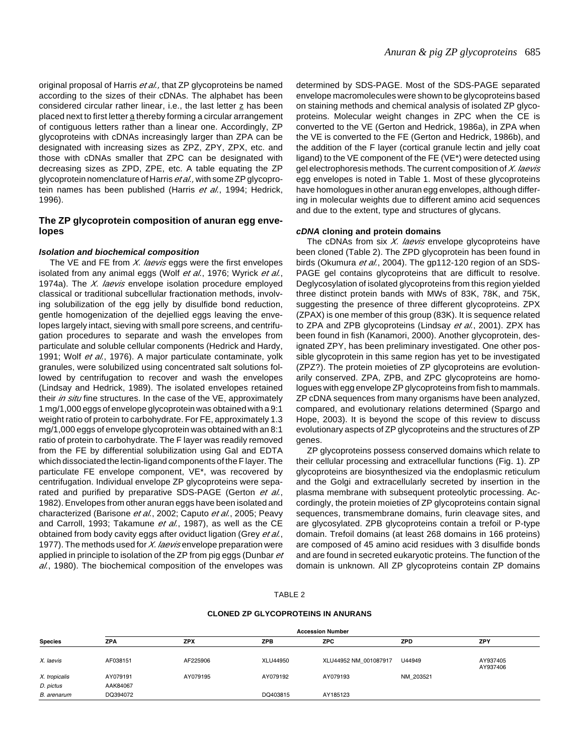original proposal of Harris *et al.,* that ZP glycoproteins be named according to the sizes of their cDNAs. The alphabet has been considered circular rather linear, i.e., the last letter z has been placed next to first letter a thereby forming a circular arrangement of contiguous letters rather than a linear one. Accordingly, ZP glycoproteins with cDNAs increasingly larger than ZPA can be designated with increasing sizes as ZPZ, ZPY, ZPX, etc. and those with cDNAs smaller that ZPC can be designated with decreasing sizes as ZPD, ZPE, etc. A table equating the ZP glycoprotein nomenclature of Harris *et al.,* with some ZP glycoprotein names has been published (Harris *et al.*, 1994; Hedrick, 1996).

## The ZP glycoprotein composition of anuran egg envelopes

### *Isolation and biochemical composition*

The VE and FE from *X. laevis* eggs were the first envelopes isolated from any animal eggs (Wolf *et al.*, 1976; Wyrick *et al.*, 1974a). The *X. laevis* envelope isolation procedure employed classical or traditional subcellular fractionation methods, involving solubilization of the egg jelly by disulfide bond reduction, gentle homogenization of the dejellied eggs leaving the envelopes largely intact, sieving with small pore screens, and centrifugation procedures to separate and wash the envelopes from particulate and soluble cellular components (Hedrick and Hardy, 1991; Wolf *et al.*, 1976). A major particulate contaminate, yolk granules, were solubilized using concentrated salt solutions followed by centrifugation to recover and wash the envelopes (Lindsay and Hedrick, 1989). The isolated envelopes retained their *in situ* fine structures. In the case of the VE, approximately 1 mg/1,000 eggs of envelope glycoprotein was obtained with a 9:1 weight ratio of protein to carbohydrate. For FE, approximately 1.3 mg/1,000 eggs of envelope glycoprotein was obtained with an 8:1 ratio of protein to carbohydrate. The F layer was readily removed from the FE by differential solubilization using Gal and EDTA which dissociated the lectin-ligand components of the F layer. The particulate FE envelope component, VE*, was recovered by centrifugation. Individual envelope ZP glycoproteins were separated and purified by preparative SDS-PAGE (Gerton *et al.*, 1982). Envelopes from other anuran eggs have been isolated and characterized (Barisone *et al.*, 2002; Caputo *et al.*, 2005; Peavy and Carroll, 1993; Takamune *et al.*, 1987), as well as the CE obtained from body cavity eggs after oviduct ligation (Grey *et al.*, 1977). The methods used for *X. laevis* envelope preparation were applied in principle to isolation of the ZP from pig eggs (Dunbar *et al.*, 1980). The biochemical composition of the envelopes was determined by SDS-PAGE. Most of the SDS-PAGE separated envelope macromolecules were shown to be glycoproteins based on staining methods and chemical analysis of isolated ZP glycoproteins. Molecular weight changes in ZPC when the CE is converted to the VE (Gerton and Hedrick, 1986a), in ZPA when the VE is converted to the FE (Gerton and Hedrick, 1986b), and the addition of the F layer (cortical granule lectin and jelly coat ligand) to the VE component of the FE (VE*) were detected using gel electrophoresis methods. The current composition of *X. laevis* egg envelopes is noted in Table 1. Most of these glycoproteins have homologues in other anuran egg envelopes, although differing in molecular weights due to different amino acid sequences and due to the extent, type and structures of glycans.

### *cDNA* cloning and protein domains

The cDNAs from six *X. laevis* envelope glycoproteins have been cloned (Table 2). The ZPD glycoprotein has been found in birds (Okumura *et al.*, 2004). The gp112-120 region of an SDS-PAGE gel contains glycoproteins that are difficult to resolve. Deglycosylation of isolated glycoproteins from this region yielded three distinct protein bands with MWs of 83K, 78K, and 75K, suggesting the presence of three different glycoproteins. ZPX (ZPAX) is one member of this group (83K). It is sequence related to ZPA and ZPB glycoproteins (Lindsay *et al.*, 2001). ZPX has been found in fish (Kanamori, 2000). Another glycoprotein, designated ZPY, has been preliminary investigated. One other possible glycoprotein in this same region has yet to be investigated (ZPZ?). The protein moieties of ZP glycoproteins are evolutionarily conserved. ZPA, ZPB, and ZPC glycoproteins are homologues with egg envelope ZP glycoproteins from fish to mammals. ZP cDNA sequences from many organisms have been analyzed, compared, and evolutionary relations determined (Spargo and Hope, 2003). It is beyond the scope of this review to discuss evolutionary aspects of ZP glycoproteins and the structures of ZP genes.

ZP glycoproteins possess conserved domains which relate to their cellular processing and extracellular functions (Fig. 1). ZP glycoproteins are biosynthesized via the endoplasmic reticulum and the Golgi and extracellularly secreted by insertion in the plasma membrane with subsequent proteolytic processing. Accordingly, the protein moieties of ZP glycoproteins contain signal sequences, transmembrane domains, furin cleavage sites, and are glycosylated. ZPB glycoproteins contain a trefoil or P-type domain. Trefoil domains (at least 268 domains in 166 proteins) are composed of 45 amino acid residues with 3 disulfide bonds and are found in secreted eukaryotic proteins. The function of the domain is unknown. All ZP glycoproteins contain ZP domains

TABLE 2

**CLONED ZP GLYCOPROTEINS IN ANURANS**

| Species | Accession Number | | | | | |
|---|---|---|---|---|---|---|
| | ZPA | ZPX | ZPB | ZPC | ZPD | ZPY |
| *X. laevis* | AF038151 | AF225906 | XLU44950 | XLU44952 NM_001087917 | U44949 | AY937405 AY937406 |
| *X. tropicalis* | AY079191 | AY079195 | AY079192 | AY079193 | NM_203521 | |
| *D. pictus* | AAK84067 | | | | | |
| *B. arenarum* | DQ394072 | | DQ403815 | AY185123 | | |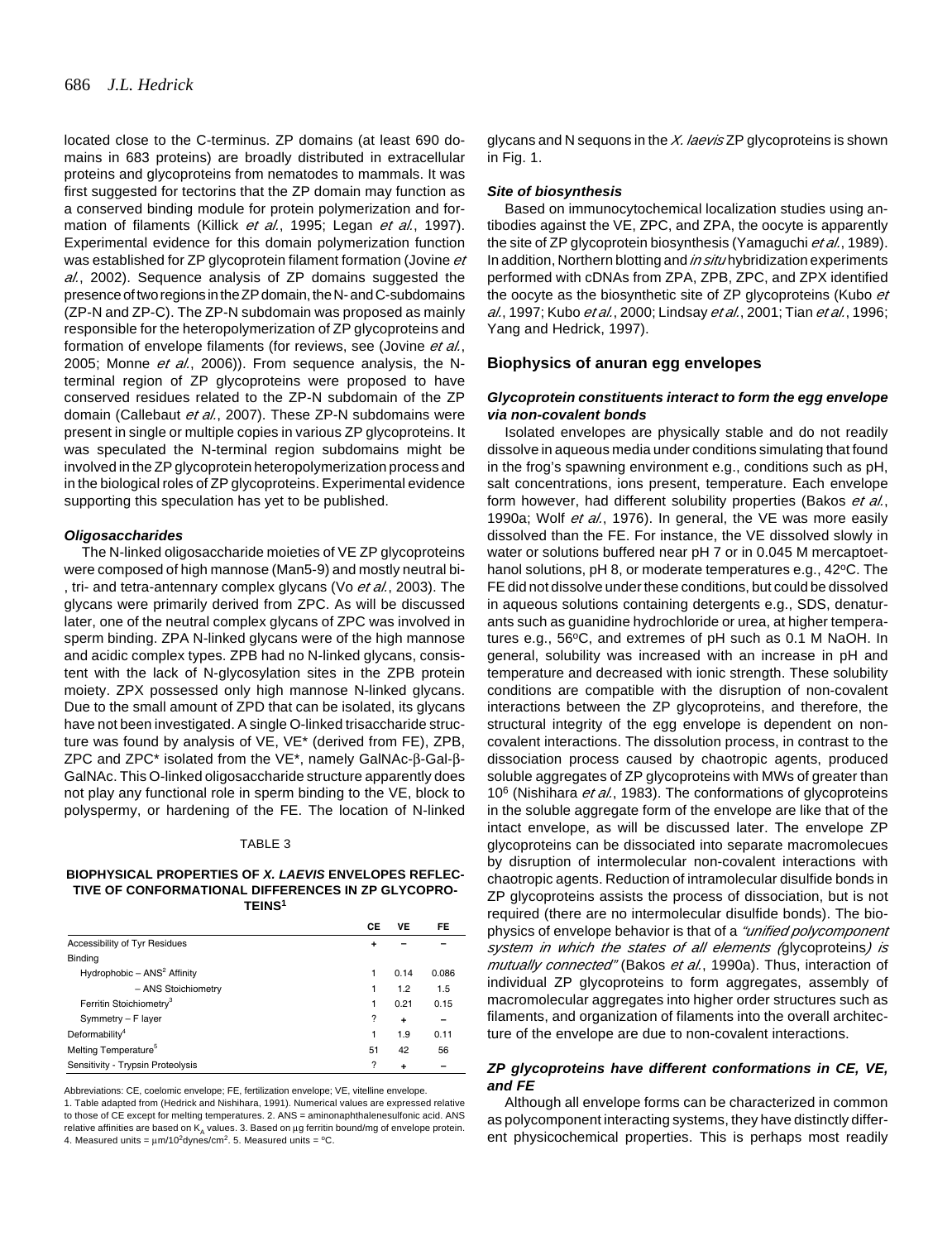located close to the C-terminus. ZP domains (at least 690 domains in 683 proteins) are broadly distributed in extracellular proteins and glycoproteins from nematodes to mammals. It was first suggested for tectorins that the ZP domain may function as a conserved binding module for protein polymerization and formation of filaments (Killick *et al.*, 1995; Legan *et al.*, 1997). Experimental evidence for this domain polymerization function was established for ZP glycoprotein filament formation (Jovine *et al.*, 2002). Sequence analysis of ZP domains suggested the presence of two regions in the ZP domain, the N- and C-subdomains (ZP-N and ZP-C). The ZP-N subdomain was proposed as mainly responsible for the heteropolymerization of ZP glycoproteins and formation of envelope filaments (for reviews, see (Jovine *et al.*, 2005; Monne *et al.*, 2006)). From sequence analysis, the N-terminal region of ZP glycoproteins were proposed to have conserved residues related to the ZP-N subdomain of the ZP domain (Callebaut *et al.*, 2007). These ZP-N subdomains were present in single or multiple copies in various ZP glycoproteins. It was speculated the N-terminal region subdomains might be involved in the ZP glycoprotein heteropolymerization process and in the biological roles of ZP glycoproteins. Experimental evidence supporting this speculation has yet to be published.

#### *Oligosaccharides*

The N-linked oligosaccharide moieties of VE ZP glycoproteins were composed of high mannose (Man5-9) and mostly neutral bi-, tri- and tetra-antennary complex glycans (Vo *et al.*, 2003). The glycans were primarily derived from ZPC. As will be discussed later, one of the neutral complex glycans of ZPC was involved in sperm binding. ZPA N-linked glycans were of the high mannose and acidic complex types. ZPB had no N-linked glycans, consistent with the lack of N-glycosylation sites in the ZPB protein moiety. ZPX possessed only high mannose N-linked glycans. Due to the small amount of ZPD that can be isolated, its glycans have not been investigated. A single O-linked trisaccharide structure was found by analysis of VE, VE* (derived from FE), ZPB, ZPC and ZPC* isolated from the VE*, namely GalNAc-β-Gal-β-GalNAc. This O-linked oligosaccharide structure apparently does not play any functional role in sperm binding to the VE, block to polyspermy, or hardening of the FE. The location of N-linked glycans and N sequons in the *X. laevis* ZP glycoproteins is shown in Fig. 1.

TABLE 3

**BIOPHYSICAL PROPERTIES OF *X. LAEVIS* ENVELOPES REFLECTIVE OF CONFORMATIONAL DIFFERENCES IN ZP GLYCOPROTEINS[1]**

| | CE | VE | FE |
|---|---|---|---|
| Accessibility of Tyr Residues | + | – | – |
| Binding | | | |
| Hydrophobic – ANS[2] Affinity | 1 | 0.14 | 0.086 |
| – ANS Stoichiometry | 1 | 1.2 | 1.5 |
| Ferritin Stoichiometry[3] | 1 | 0.21 | 0.15 |
| Symmetry – F layer | ? | + | – |
| Deformability[4] | 1 | 1.9 | 0.11 |
| Melting Temperature[5] | 51 | 42 | 56 |
| Sensitivity - Trypsin Proteolysis | ? | + | – |

Abbreviations: CE, coelomic envelope; FE, fertilization envelope; VE, vitelline envelope.
1. Table adapted from (Hedrick and Nishihara, 1991). Numerical values are expressed relative to those of CE except for melting temperatures. 2. ANS = aminonaphthalenesulfonic acid. ANS relative affinities are based on $K_A$ values. 3. Based on μg ferritin bound/mg of envelope protein. 4. Measured units = μm/$10^2$dynes/cm$^2$. 5. Measured units = °C.

#### *Site of biosynthesis*

Based on immunocytochemical localization studies using antibodies against the VE, ZPC, and ZPA, the oocyte is apparently the site of ZP glycoprotein biosynthesis (Yamaguchi *et al.*, 1989). In addition, Northern blotting and *in situ* hybridization experiments performed with cDNAs from ZPA, ZPB, ZPC, and ZPX identified the oocyte as the biosynthetic site of ZP glycoproteins (Kubo *et al.*, 1997; Kubo *et al.*, 2000; Lindsay *et al.*, 2001; Tian *et al.*, 1996; Yang and Hedrick, 1997).

## Biophysics of anuran egg envelopes

#### *Glycoprotein constituents interact to form the egg envelope via non-covalent bonds*

Isolated envelopes are physically stable and do not readily dissolve in aqueous media under conditions simulating that found in the frog's spawning environment e.g., conditions such as pH, salt concentrations, ions present, temperature. Each envelope form however, had different solubility properties (Bakos *et al.*, 1990a; Wolf *et al.*, 1976). In general, the VE was more easily dissolved than the FE. For instance, the VE dissolved slowly in water or solutions buffered near pH 7 or in 0.045 M mercaptoethanol solutions, pH 8, or moderate temperatures e.g., 42°C. The FE did not dissolve under these conditions, but could be dissolved in aqueous solutions containing detergents e.g., SDS, denaturants such as guanidine hydrochloride or urea, at higher temperatures e.g., 56°C, and extremes of pH such as 0.1 M NaOH. In general, solubility was increased with an increase in pH and temperature and decreased with ionic strength. These solubility conditions are compatible with the disruption of non-covalent interactions between the ZP glycoproteins, and therefore, the structural integrity of the egg envelope is dependent on non-covalent interactions. The dissolution process, in contrast to the dissociation process caused by chaotropic agents, produced soluble aggregates of ZP glycoproteins with MWs of greater than $10^6$ (Nishihara *et al.*, 1983). The conformations of glycoproteins in the soluble aggregate form of the envelope are like that of the intact envelope, as will be discussed later. The envelope ZP glycoproteins can be dissociated into separate macromolecues by disruption of intermolecular non-covalent interactions with chaotropic agents. Reduction of intramolecular disulfide bonds in ZP glycoproteins assists the process of dissociation, but is not required (there are no intermolecular disulfide bonds). The biophysics of envelope behavior is that of a *"unified polycomponent system in which the states of all elements (*glycoproteins*) is mutually connected"* (Bakos *et al.*, 1990a). Thus, interaction of individual ZP glycoproteins to form aggregates, assembly of macromolecular aggregates into higher order structures such as filaments, and organization of filaments into the overall architecture of the envelope are due to non-covalent interactions.

#### *ZP glycoproteins have different conformations in CE, VE, and FE*

Although all envelope forms can be characterized in common as polycomponent interacting systems, they have distinctly different physicochemical properties. This is perhaps most readily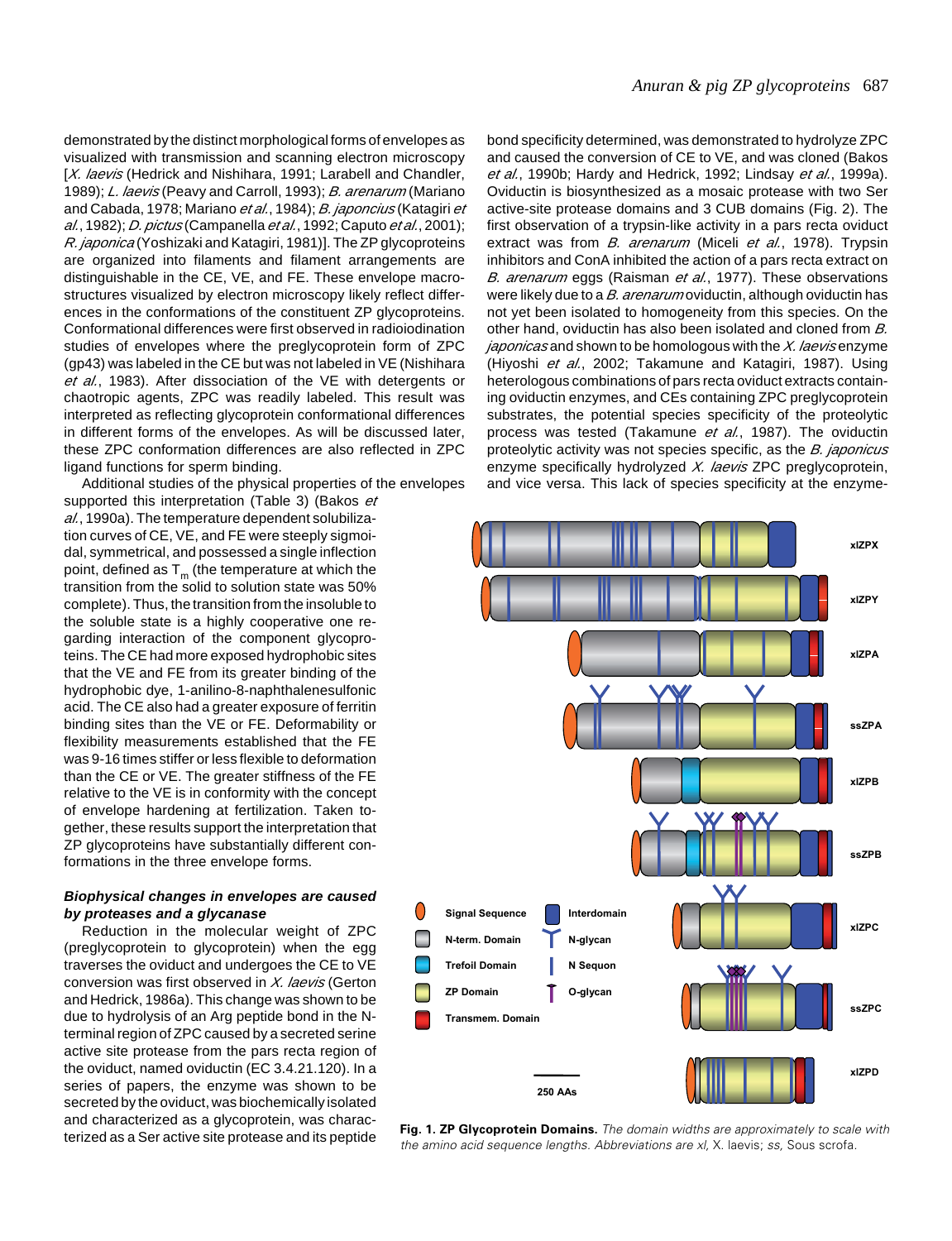demonstrated by the distinct morphological forms of envelopes as visualized with transmission and scanning electron microscopy [*X. laevis* (Hedrick and Nishihara, 1991; Larabell and Chandler, 1989); *L. laevis* (Peavy and Carroll, 1993); *B. arenarum* (Mariano and Cabada, 1978; Mariano *et al.*, 1984); *B. japoncius* (Katagiri *et al.*, 1982); *D. pictus* (Campanella *et al.*, 1992; Caputo *et al.*, 2001); *R. japonica* (Yoshizaki and Katagiri, 1981)]. The ZP glycoproteins are organized into filaments and filament arrangements are distinguishable in the CE, VE, and FE. These envelope macrostructures visualized by electron microscopy likely reflect differences in the conformations of the constituent ZP glycoproteins. Conformational differences were first observed in radioiodination studies of envelopes where the preglycoprotein form of ZPC (gp43) was labeled in the CE but was not labeled in VE (Nishihara *et al.*, 1983). After dissociation of the VE with detergents or chaotropic agents, ZPC was readily labeled. This result was interpreted as reflecting glycoprotein conformational differences in different forms of the envelopes. As will be discussed later, these ZPC conformation differences are also reflected in ZPC ligand functions for sperm binding.

Additional studies of the physical properties of the envelopes supported this interpretation (Table 3) (Bakos *et al.*, 1990a). The temperature dependent solubilization curves of CE, VE, and FE were steeply sigmoidal, symmetrical, and possessed a single inflection point, defined as $T_m$ (the temperature at which the transition from the solid to solution state was 50% complete). Thus, the transition from the insoluble to the soluble state is a highly cooperative one regarding interaction of the component glycoproteins. The CE had more exposed hydrophobic sites that the VE and FE from its greater binding of the hydrophobic dye, 1-anilino-8-naphthalenesulfonic acid. The CE also had a greater exposure of ferritin binding sites than the VE or FE. Deformability or flexibility measurements established that the FE was 9-16 times stiffer or less flexible to deformation than the CE or VE. The greater stiffness of the FE relative to the VE is in conformity with the concept of envelope hardening at fertilization. Taken together, these results support the interpretation that ZP glycoproteins have substantially different conformations in the three envelope forms.

### *Biophysical changes in envelopes are caused by proteases and a glycanase*

Reduction in the molecular weight of ZPC (preglycoprotein to glycoprotein) when the egg traverses the oviduct and undergoes the CE to VE conversion was first observed in *X. laevis* (Gerton and Hedrick, 1986a). This change was shown to be due to hydrolysis of an Arg peptide bond in the N-terminal region of ZPC caused by a secreted serine active site protease from the pars recta region of the oviduct, named oviductin (EC 3.4.21.120). In a series of papers, the enzyme was shown to be secreted by the oviduct, was biochemically isolated and characterized as a glycoprotein, was characterized as a Ser active site protease and its peptide bond specificity determined, was demonstrated to hydrolyze ZPC and caused the conversion of CE to VE, and was cloned (Bakos *et al.*, 1990b; Hardy and Hedrick, 1992; Lindsay *et al.*, 1999a). Oviductin is biosynthesized as a mosaic protease with two Ser active-site protease domains and 3 CUB domains (Fig. 2). The first observation of a trypsin-like activity in a pars recta oviduct extract was from *B. arenarum* (Miceli *et al.*, 1978). Trypsin inhibitors and ConA inhibited the action of a pars recta extract on *B. arenarum* eggs (Raisman *et al.*, 1977). These observations were likely due to a *B. arenarum* oviductin, although oviductin has not yet been isolated to homogeneity from this species. On the other hand, oviductin has also been isolated and cloned from *B. japonicas* and shown to be homologous with the *X. laevis* enzyme (Hiyoshi *et al.*, 2002; Takamune and Katagiri, 1987). Using heterologous combinations of pars recta oviduct extracts containing oviductin enzymes, and CEs containing ZPC preglycoprotein substrates, the potential species specificity of the proteolytic process was tested (Takamune *et al.*, 1987). The oviductin proteolytic activity was not species specific, as the *B. japonicus* enzyme specifically hydrolyzed *X. laevis* ZPC preglycoprotein, and vice versa. This lack of species specificity at the enzyme-

**Fig. 1. ZP Glycoprotein Domains.** *The domain widths are approximately to scale with the amino acid sequence lengths. Abbreviations are xl,* X. laevis; *ss,* Sous scrofa.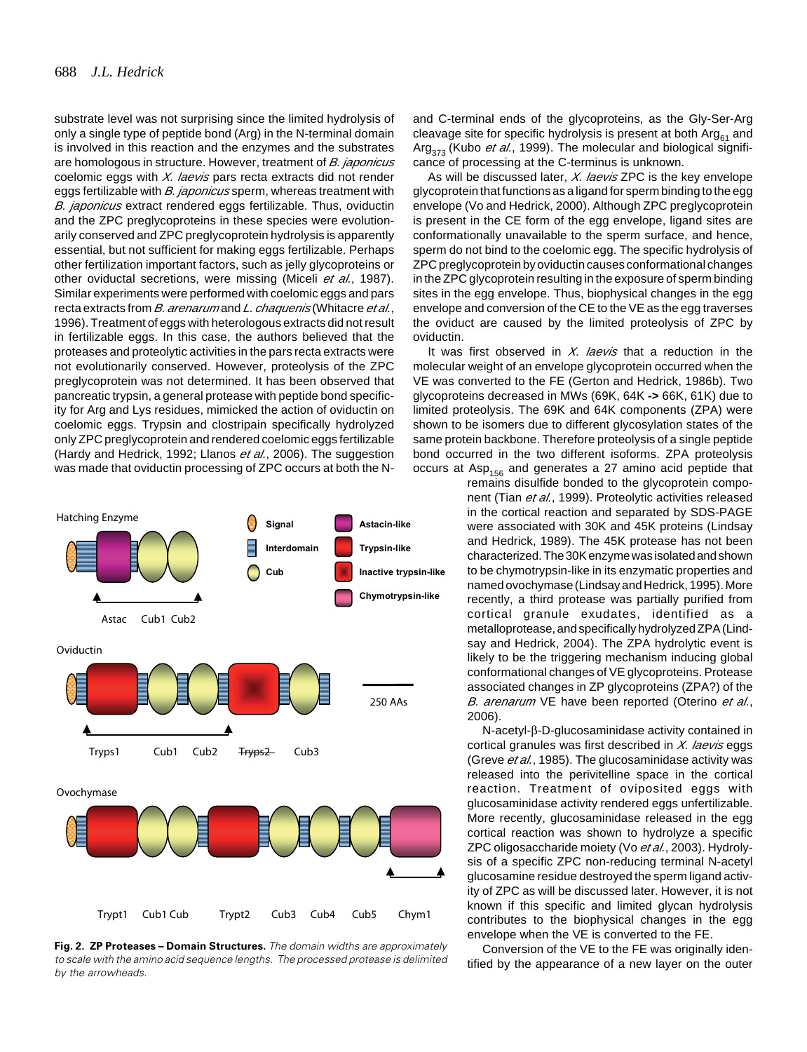substrate level was not surprising since the limited hydrolysis of only a single type of peptide bond (Arg) in the N-terminal domain is involved in this reaction and the enzymes and the substrates are homologous in structure. However, treatment of *B. japonicus* coelomic eggs with *X. laevis* pars recta extracts did not render eggs fertilizable with *B. japonicus* sperm, whereas treatment with *B. japonicus* extract rendered eggs fertilizable. Thus, oviductin and the ZPC preglycoproteins in these species were evolutionarily conserved and ZPC preglycoprotein hydrolysis is apparently essential, but not sufficient for making eggs fertilizable. Perhaps other fertilization important factors, such as jelly glycoproteins or other oviductal secretions, were missing (Miceli *et al.*, 1987). Similar experiments were performed with coelomic eggs and pars recta extracts from *B. arenarum* and *L. chaquenis* (Whitacre *et al.*, 1996). Treatment of eggs with heterologous extracts did not result in fertilizable eggs. In this case, the authors believed that the proteases and proteolytic activities in the pars recta extracts were not evolutionarily conserved. However, proteolysis of the ZPC preglycoprotein was not determined. It has been observed that pancreatic trypsin, a general protease with peptide bond specificity for Arg and Lys residues, mimicked the action of oviductin on coelomic eggs. Trypsin and clostripain specifically hydrolyzed only ZPC preglycoprotein and rendered coelomic eggs fertilizable (Hardy and Hedrick, 1992; Llanos *et al.*, 2006). The suggestion was made that oviductin processing of ZPC occurs at both the N- and C-terminal ends of the glycoproteins, as the Gly-Ser-Arg cleavage site for specific hydrolysis is present at both $Arg_{61}$ and $Arg_{373}$ (Kubo *et al.*, 1999). The molecular and biological significance of processing at the C-terminus is unknown.

As will be discussed later, *X. laevis* ZPC is the key envelope glycoprotein that functions as a ligand for sperm binding to the egg envelope (Vo and Hedrick, 2000). Although ZPC preglycoprotein is present in the CE form of the egg envelope, ligand sites are conformationally unavailable to the sperm surface, and hence, sperm do not bind to the coelomic egg. The specific hydrolysis of ZPC preglycoprotein by oviductin causes conformational changes in the ZPC glycoprotein resulting in the exposure of sperm binding sites in the egg envelope. Thus, biophysical changes in the egg envelope and conversion of the CE to the VE as the egg traverses the oviduct are caused by the limited proteolysis of ZPC by oviductin.

It was first observed in *X. laevis* that a reduction in the molecular weight of an envelope glycoprotein occurred when the VE was converted to the FE (Gerton and Hedrick, 1986b). Two glycoproteins decreased in MWs (69K, 64K **->** 66K, 61K) due to limited proteolysis. The 69K and 64K components (ZPA) were shown to be isomers due to different glycosylation states of the same protein backbone. Therefore proteolysis of a single peptide bond occurred in the two different isoforms. ZPA proteolysis occurs at $Asp_{156}$ and generates a 27 amino acid peptide that remains disulfide bonded to the glycoprotein component (Tian *et al.*, 1999). Proteolytic activities released in the cortical reaction and separated by SDS-PAGE were associated with 30K and 45K proteins (Lindsay and Hedrick, 1989). The 45K protease has not been characterized. The 30K enzyme was isolated and shown to be chymotrypsin-like in its enzymatic properties and named ovochymase (Lindsay and Hedrick, 1995). More recently, a third protease was partially purified from cortical granule exudates, identified as a metalloprotease, and specifically hydrolyzed ZPA (Lindsay and Hedrick, 2004). The ZPA hydrolytic event is likely to be the triggering mechanism inducing global conformational changes of VE glycoproteins. Protease associated changes in ZP glycoproteins (ZPA?) of the *B. arenarum* VE have been reported (Oterino *et al.*, 2006).

N-acetyl-β-D-glucosaminidase activity contained in cortical granules was first described in *X. laevis* eggs (Greve *et al.*, 1985). The glucosaminidase activity was released into the perivitelline space in the cortical reaction. Treatment of ovipositied eggs with glucosaminidase activity rendered eggs unfertilizable. More recently, glucosaminidase released in the egg cortical reaction was shown to hydrolyze a specific ZPC oligosaccharide moiety (Vo *et al.*, 2003). Hydrolysis of a specific ZPC non-reducing terminal N-acetyl glucosamine residue destroyed the sperm ligand activity of ZPC as will be discussed later. However, it is not known if this specific and limited glycan hydrolysis contributes to the biophysical changes in the egg envelope when the VE is converted to the FE.

Conversion of the VE to the FE was originally identified by the appearance of a new layer on the outer

**Fig. 2. ZP Proteases – Domain Structures.** *The domain widths are approximately to scale with the amino acid sequence lengths. The processed protease is delimited by the arrowheads.*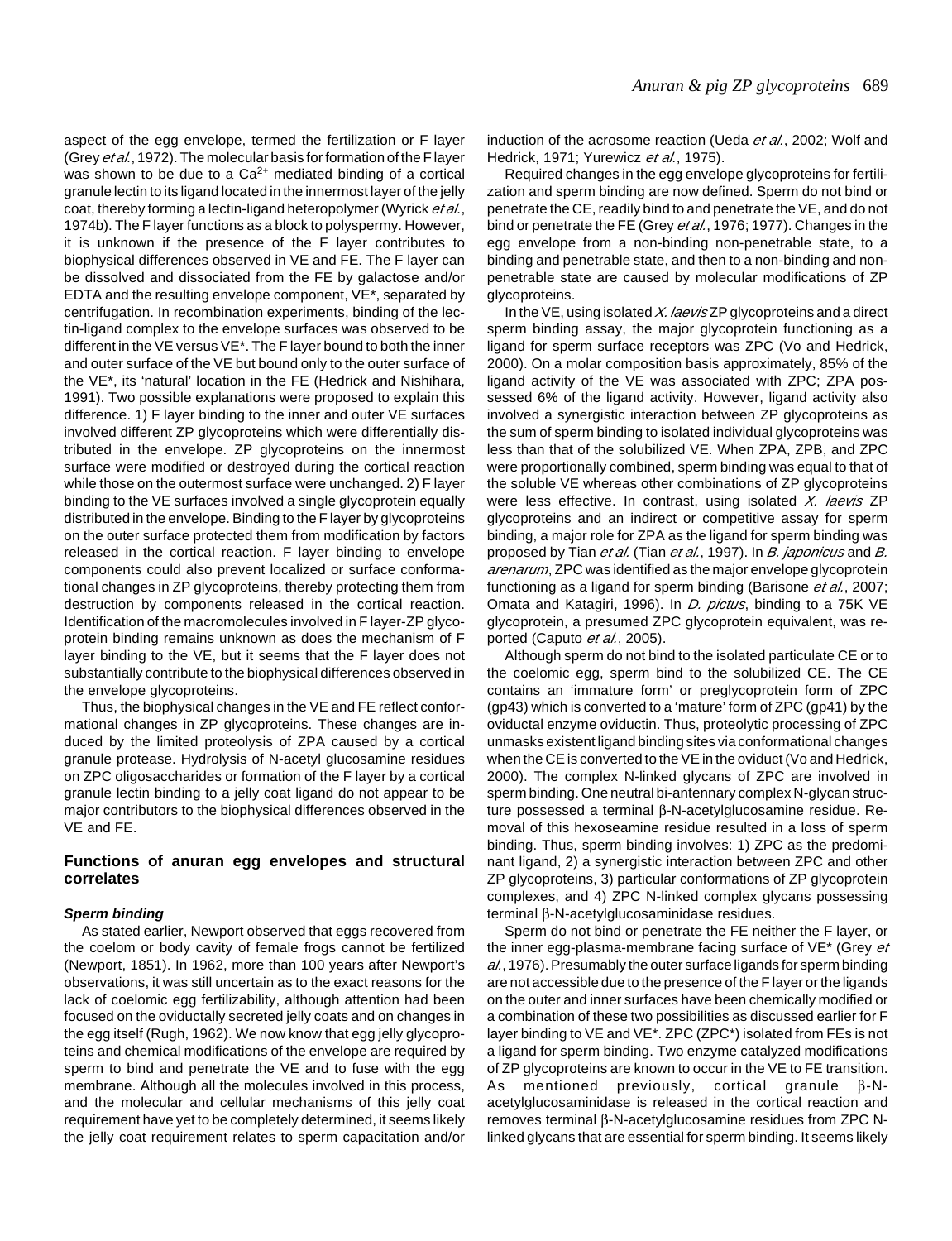aspect of the egg envelope, termed the fertilization or F layer (Grey *et al.*, 1972). The molecular basis for formation of the F layer was shown to be due to a $Ca^{2+}$ mediated binding of a cortical granule lectin to its ligand located in the innermost layer of the jelly coat, thereby forming a lectin-ligand heteropolymer (Wyrick *et al.*, 1974b). The F layer functions as a block to polyspermy. However, it is unknown if the presence of the F layer contributes to biophysical differences observed in VE and FE. The F layer can be dissolved and dissociated from the FE by galactose and/or EDTA and the resulting envelope component, VE*, separated by centrifugation. In recombination experiments, binding of the lectin-ligand complex to the envelope surfaces was observed to be different in the VE versus VE*. The F layer bound to both the inner and outer surface of the VE but bound only to the outer surface of the VE*, its 'natural' location in the FE (Hedrick and Nishihara, 1991). Two possible explanations were proposed to explain this difference. 1) F layer binding to the inner and outer VE surfaces involved different ZP glycoproteins which were differentially distributed in the envelope. ZP glycoproteins on the innermost surface were modified or destroyed during the cortical reaction while those on the outermost surface were unchanged. 2) F layer binding to the VE surfaces involved a single glycoprotein equally distributed in the envelope. Binding to the F layer by glycoproteins on the outer surface protected them from modification by factors released in the cortical reaction. F layer binding to envelope components could also prevent localized or surface conformational changes in ZP glycoproteins, thereby protecting them from destruction by components released in the cortical reaction. Identification of the macromolecules involved in F layer-ZP glycoprotein binding remains unknown as does the mechanism of F layer binding to the VE, but it seems that the F layer does not substantially contribute to the biophysical differences observed in the envelope glycoproteins.

Thus, the biophysical changes in the VE and FE reflect conformational changes in ZP glycoproteins. These changes are induced by the limited proteolysis of ZPA caused by a cortical granule protease. Hydrolysis of N-acetyl glucosamine residues on ZPC oligosaccharides or formation of the F layer by a cortical granule lectin binding to a jelly coat ligand do not appear to be major contributors to the biophysical differences observed in the VE and FE.

## Functions of anuran egg envelopes and structural correlates

### *Sperm binding*

As stated earlier, Newport observed that eggs recovered from the coelom or body cavity of female frogs cannot be fertilized (Newport, 1851). In 1962, more than 100 years after Newport's observations, it was still uncertain as to the exact reasons for the lack of coelomic egg fertilizability, although attention had been focused on the oviductally secreted jelly coats and on changes in the egg itself (Rugh, 1962). We now know that egg jelly glycoproteins and chemical modifications of the envelope are required by sperm to bind and penetrate the VE and to fuse with the egg membrane. Although all the molecules involved in this process, and the molecular and cellular mechanisms of this jelly coat requirement have yet to be completely determined, it seems likely the jelly coat requirement relates to sperm capacitation and/or induction of the acrosome reaction (Ueda *et al.*, 2002; Wolf and Hedrick, 1971; Yurewicz *et al.*, 1975).

Required changes in the egg envelope glycoproteins for fertilization and sperm binding are now defined. Sperm do not bind or penetrate the CE, readily bind to and penetrate the VE, and do not bind or penetrate the FE (Grey *et al.*, 1976; 1977). Changes in the egg envelope from a non-binding non-penetrable state, to a binding and penetrable state, and then to a non-binding and non-penetrable state are caused by molecular modifications of ZP glycoproteins.

In the VE, using isolated *X. laevis* ZP glycoproteins and a direct sperm binding assay, the major glycoprotein functioning as a ligand for sperm surface receptors was ZPC (Vo and Hedrick, 2000). On a molar composition basis approximately, 85% of the ligand activity of the VE was associated with ZPC; ZPA possessed 6% of the ligand activity. However, ligand activity also involved a synergistic interaction between ZP glycoproteins as the sum of sperm binding to isolated individual glycoproteins was less than that of the solubilized VE. When ZPA, ZPB, and ZPC were proportionally combined, sperm binding was equal to that of the soluble VE whereas other combinations of ZP glycoproteins were less effective. In contrast, using isolated *X. laevis* ZP glycoproteins and an indirect or competitive assay for sperm binding, a major role for ZPA as the ligand for sperm binding was proposed by Tian *et al.* (Tian *et al.*, 1997). In *B. japonicus* and *B. arenarum*, ZPC was identified as the major envelope glycoprotein functioning as a ligand for sperm binding (Barisone *et al.*, 2007; Omata and Katagiri, 1996). In *D. pictus*, binding to a 75K VE glycoprotein, a presumed ZPC glycoprotein equivalent, was reported (Caputo *et al.*, 2005).

Although sperm do not bind to the isolated particulate CE or to the coelomic egg, sperm bind to the solubilized CE. The CE contains an 'immature form' or preglycoprotein form of ZPC (gp43) which is converted to a 'mature' form of ZPC (gp41) by the oviductal enzyme oviductin. Thus, proteolytic processing of ZPC unmasks existent ligand binding sites via conformational changes when the CE is converted to the VE in the oviduct (Vo and Hedrick, 2000). The complex N-linked glycans of ZPC are involved in sperm binding. One neutral bi-antennary complex N-glycan structure possessed a terminal β-N-acetylglucosamine residue. Removal of this hexoseamine residue resulted in a loss of sperm binding. Thus, sperm binding involves: 1) ZPC as the predominant ligand, 2) a synergistic interaction between ZPC and other ZP glycoproteins, 3) particular conformations of ZP glycoprotein complexes, and 4) ZPC N-linked complex glycans possessing terminal β-N-acetylglucosaminidase residues.

Sperm do not bind or penetrate the FE neither the F layer, or the inner egg-plasma-membrane facing surface of VE* (Grey *et al.*, 1976). Presumably the outer surface ligands for sperm binding are not accessible due to the presence of the F layer or the ligands on the outer and inner surfaces have been chemically modified or a combination of these two possibilities as discussed earlier for F layer binding to VE and VE*. ZPC (ZPC*) isolated from FEs is not a ligand for sperm binding. Two enzyme catalyzed modifications of ZP glycoproteins are known to occur in the VE to FE transition. As mentioned previously, cortical granule β-N-acetylglucosaminidase is released in the cortical reaction and removes terminal β-N-acetylglucosamine residues from ZPC N-linked glycans that are essential for sperm binding. It seems likely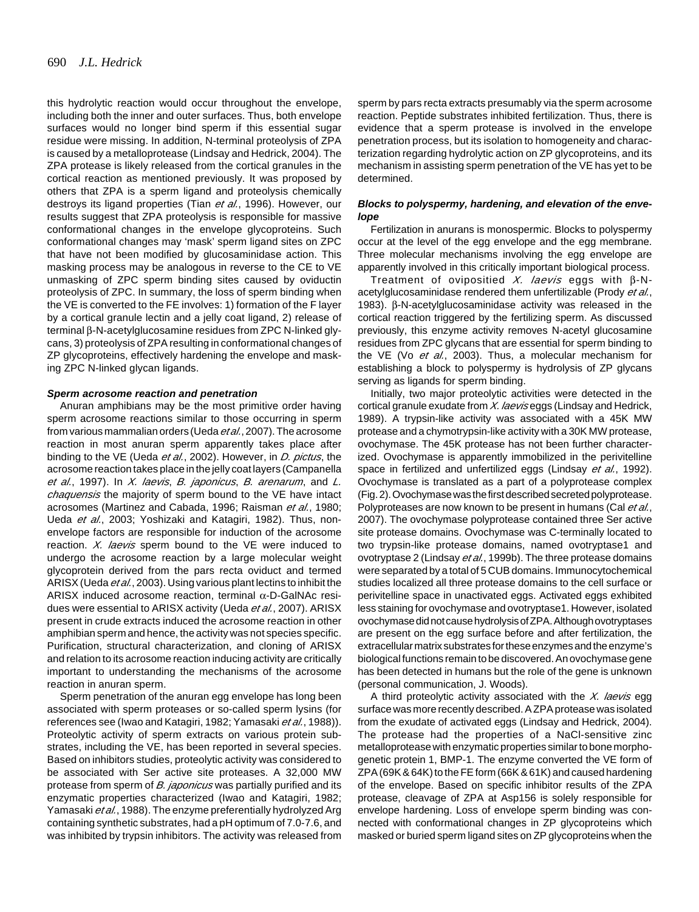this hydrolytic reaction would occur throughout the envelope, including both the inner and outer surfaces. Thus, both envelope surfaces would no longer bind sperm if this essential sugar residue were missing. In addition, N-terminal proteolysis of ZPA is caused by a metalloprotease (Lindsay and Hedrick, 2004). The ZPA protease is likely released from the cortical granules in the cortical reaction as mentioned previously. It was proposed by others that ZPA is a sperm ligand and proteolysis chemically destroys its ligand properties (Tian *et al.*, 1996). However, our results suggest that ZPA proteolysis is responsible for massive conformational changes in the envelope glycoproteins. Such conformational changes may 'mask' sperm ligand sites on ZPC that have not been modified by glucosaminidase action. This masking process may be analogous in reverse to the CE to VE unmasking of ZPC sperm binding sites caused by oviductin proteolysis of ZPC. In summary, the loss of sperm binding when the VE is converted to the FE involves: 1) formation of the F layer by a cortical granule lectin and a jelly coat ligand, 2) release of terminal β-N-acetylglucosamine residues from ZPC N-linked glycans, 3) proteolysis of ZPA resulting in conformational changes of ZP glycoproteins, effectively hardening the envelope and masking ZPC N-linked glycan ligands.

### Sperm acrosome reaction and penetration

Anuran amphibians may be the most primitive order having sperm acrosome reactions similar to those occurring in sperm from various mammalian orders (Ueda *et al.*, 2007). The acrosome reaction in most anuran sperm apparently takes place after binding to the VE (Ueda *et al.*, 2002). However, in *D. pictus*, the acrosome reaction takes place in the jelly coat layers (Campanella *et al.*, 1997). In *X. laevis*, *B. japonicus*, *B. arenarum*, and *L. chaquensis* the majority of sperm bound to the VE have intact acrosomes (Martinez and Cabada, 1996; Raisman *et al.*, 1980; Ueda *et al.*, 2003; Yoshizaki and Katagiri, 1982). Thus, non-envelope factors are responsible for induction of the acrosome reaction. *X. laevis* sperm bound to the VE were induced to undergo the acrosome reaction by a large molecular weight glycoprotein derived from the pars recta oviduct and termed ARISX (Ueda *et al.*, 2003). Using various plant lectins to inhibit the ARISX induced acrosome reaction, terminal α-D-GalNAc residues were essential to ARISX activity (Ueda *et al.*, 2007). ARISX present in crude extracts induced the acrosome reaction in other amphibian sperm and hence, the activity was not species specific. Purification, structural characterization, and cloning of ARISX and relation to its acrosome reaction inducing activity are critically important to understanding the mechanisms of the acrosome reaction in anuran sperm.

Sperm penetration of the anuran egg envelope has long been associated with sperm proteases or so-called sperm lysins (for references see (Iwao and Katagiri, 1982; Yamasaki *et al.*, 1988)). Proteolytic activity of sperm extracts on various protein substrates, including the VE, has been reported in several species. Based on inhibitors studies, proteolytic activity was considered to be associated with Ser active site proteases. A 32,000 MW protease from sperm of *B. japonicus* was partially purified and its enzymatic properties characterized (Iwao and Katagiri, 1982; Yamasaki *et al.*, 1988). The enzyme preferentially hydrolyzed Arg containing synthetic substrates, had a pH optimum of 7.0-7.6, and was inhibited by trypsin inhibitors. The activity was released from sperm by pars recta extracts presumably via the sperm acrosome reaction. Peptide substrates inhibited fertilization. Thus, there is evidence that a sperm protease is involved in the envelope penetration process, but its isolation to homogeneity and characterization regarding hydrolytic action on ZP glycoproteins, and its mechanism in assisting sperm penetration of the VE has yet to be determined.

### Blocks to polyspermy, hardening, and elevation of the envelope

Fertilization in anurans is monospermic. Blocks to polyspermy occur at the level of the egg envelope and the egg membrane. Three molecular mechanisms involving the egg envelope are apparently involved in this critically important biological process.

Treatment of ovipositied *X. laevis* eggs with β-N-acetylglucosaminidase rendered them unfertilizable (Prody *et al.*, 1983). β-N-acetylglucosaminidase activity was released in the cortical reaction triggered by the fertilizing sperm. As discussed previously, this enzyme activity removes N-acetyl glucosamine residues from ZPC glycans that are essential for sperm binding to the VE (Vo *et al.*, 2003). Thus, a molecular mechanism for establishing a block to polyspermy is hydrolysis of ZP glycans serving as ligands for sperm binding.

Initially, two major proteolytic activities were detected in the cortical granule exudate from *X. laevis* eggs (Lindsay and Hedrick, 1989). A trypsin-like activity was associated with a 45K MW protease and a chymotrypsin-like activity with a 30K MW protease, ovochymase. The 45K protease has not been further characterized. Ovochymase is apparently immobilized in the perivitelline space in fertilized and unfertilized eggs (Lindsay *et al.*, 1992). Ovochymase is translated as a part of a polyprotease complex (Fig. 2). Ovochymase was the first described secreted polyprotease. Polyproteases are now known to be present in humans (Cal *et al.*, 2007). The ovochymase polyprotease contained three Ser active site protease domains. Ovochymase was C-terminally located to two trypsin-like protease domains, named ovotryptase1 and ovotryptase 2 (Lindsay *et al.*, 1999b). The three protease domains were separated by a total of 5 CUB domains. Immunocytochemical studies localized all three protease domains to the cell surface or perivitelline space in unactivated eggs. Activated eggs exhibited less staining for ovochymase and ovotryptase1. However, isolated ovochymase did not cause hydrolysis of ZPA. Although ovotryptases are present on the egg surface before and after fertilization, the extracellular matrix substrates for these enzymes and the enzyme's biological functions remain to be discovered. An ovochymase gene has been detected in humans but the role of the gene is unknown (personal communication, J. Woods).

A third proteolytic activity associated with the *X. laevis* egg surface was more recently described. A ZPA protease was isolated from the exudate of activated eggs (Lindsay and Hedrick, 2004). The protease had the properties of a NaCl-sensitive zinc metalloprotease with enzymatic properties similar to bone morphogenetic protein 1, BMP-1. The enzyme converted the VE form of ZPA (69K & 64K) to the FE form (66K & 61K) and caused hardening of the envelope. Based on specific inhibitor results of the ZPA protease, cleavage of ZPA at Asp156 is solely responsible for envelope hardening. Loss of envelope sperm binding was connected with conformational changes in ZP glycoproteins which masked or buried sperm ligand sites on ZP glycoproteins when the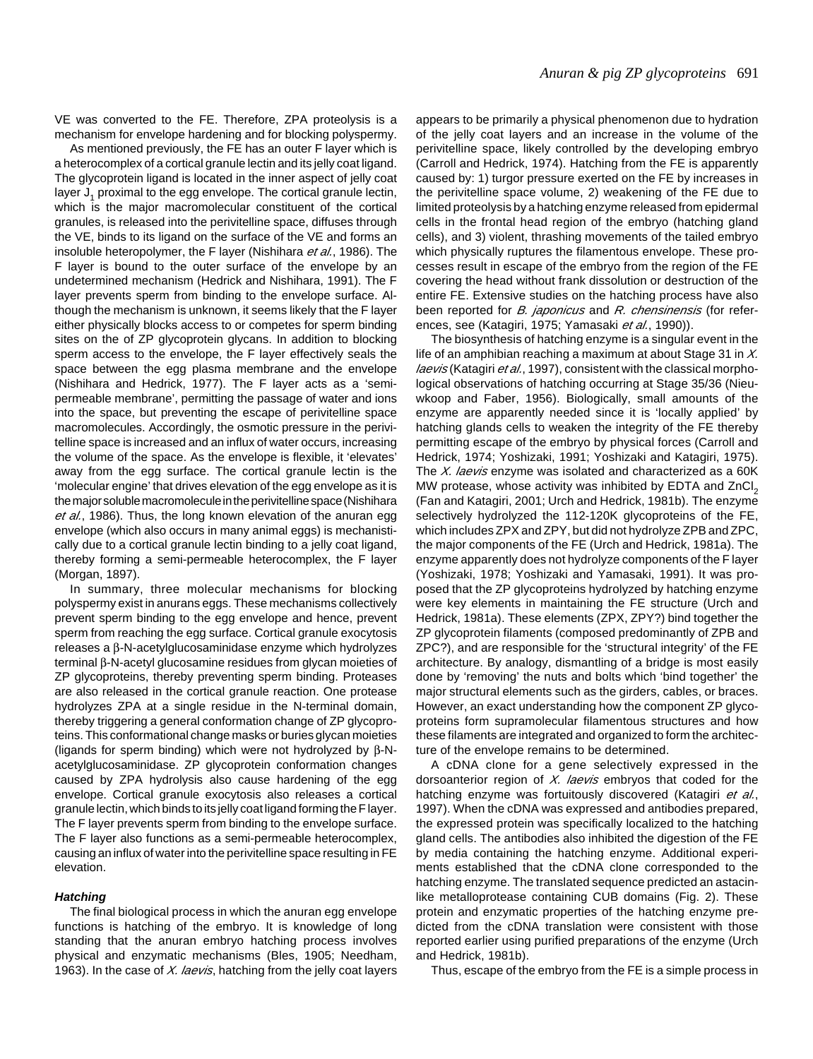VE was converted to the FE. Therefore, ZPA proteolysis is a mechanism for envelope hardening and for blocking polyspermy.

As mentioned previously, the FE has an outer F layer which is a heterocomplex of a cortical granule lectin and its jelly coat ligand. The glycoprotein ligand is located in the inner aspect of jelly coat layer $J_1$ proximal to the egg envelope. The cortical granule lectin, which is the major macromolecular constituent of the cortical granules, is released into the perivitelline space, diffuses through the VE, binds to its ligand on the surface of the VE and forms an insoluble heteropolymer, the F layer (Nishihara *et al.*, 1986). The F layer is bound to the outer surface of the envelope by an undetermined mechanism (Hedrick and Nishihara, 1991). The F layer prevents sperm from binding to the envelope surface. Although the mechanism is unknown, it seems likely that the F layer either physically blocks access to or competes for sperm binding sites on the of ZP glycoprotein glycans. In addition to blocking sperm access to the envelope, the F layer effectively seals the space between the egg plasma membrane and the envelope (Nishihara and Hedrick, 1977). The F layer acts as a 'semi-permeable membrane', permitting the passage of water and ions into the space, but preventing the escape of perivitelline space macromolecules. Accordingly, the osmotic pressure in the perivitelline space is increased and an influx of water occurs, increasing the volume of the space. As the envelope is flexible, it 'elevates' away from the egg surface. The cortical granule lectin is the 'molecular engine' that drives elevation of the egg envelope as it is the major soluble macromolecule in the perivitelline space (Nishihara *et al.*, 1986). Thus, the long known elevation of the anuran egg envelope (which also occurs in many animal eggs) is mechanistically due to a cortical granule lectin binding to a jelly coat ligand, thereby forming a semi-permeable heterocomplex, the F layer (Morgan, 1897).

In summary, three molecular mechanisms for blocking polyspermy exist in anurans eggs. These mechanisms collectively prevent sperm binding to the egg envelope and hence, prevent sperm from reaching the egg surface. Cortical granule exocytosis releases a β-N-acetylglucosaminidase enzyme which hydrolyzes terminal β-N-acetyl glucosamine residues from glycan moieties of ZP glycoproteins, thereby preventing sperm binding. Proteases are also released in the cortical granule reaction. One protease hydrolyzes ZPA at a single residue in the N-terminal domain, thereby triggering a general conformation change of ZP glycoproteins. This conformational change masks or buries glycan moieties (ligands for sperm binding) which were not hydrolyzed by β-N-acetylglucosaminidase. ZP glycoprotein conformation changes caused by ZPA hydrolysis also cause hardening of the egg envelope. Cortical granule exocytosis also releases a cortical granule lectin, which binds to its jelly coat ligand forming the F layer. The F layer prevents sperm from binding to the envelope surface. The F layer also functions as a semi-permeable heterocomplex, causing an influx of water into the perivitelline space resulting in FE elevation.

#### *Hatching*

The final biological process in which the anuran egg envelope functions is hatching of the embryo. It is knowledge of long standing that the anuran embryo hatching process involves physical and enzymatic mechanisms (Bles, 1905; Needham, 1963). In the case of *X. laevis*, hatching from the jelly coat layers appears to be primarily a physical phenomenon due to hydration of the jelly coat layers and an increase in the volume of the perivitelline space, likely controlled by the developing embryo (Carroll and Hedrick, 1974). Hatching from the FE is apparently caused by: 1) turgor pressure exerted on the FE by increases in the perivitelline space volume, 2) weakening of the FE due to limited proteolysis by a hatching enzyme released from epidermal cells in the frontal head region of the embryo (hatching gland cells), and 3) violent, thrashing movements of the tailed embryo which physically ruptures the filamentous envelope. These processes result in escape of the embryo from the region of the FE covering the head without frank dissolution or destruction of the entire FE. Extensive studies on the hatching process have also been reported for *B. japonicus* and *R. chensinensis* (for references, see (Katagiri, 1975; Yamasaki *et al.*, 1990)).

The biosynthesis of hatching enzyme is a singular event in the life of an amphibian reaching a maximum at about Stage 31 in *X. laevis* (Katagiri *et al.*, 1997), consistent with the classical morphological observations of hatching occurring at Stage 35/36 (Nieuwkoop and Faber, 1956). Biologically, small amounts of the enzyme are apparently needed since it is 'locally applied' by hatching glands cells to weaken the integrity of the FE thereby permitting escape of the embryo by physical forces (Carroll and Hedrick, 1974; Yoshizaki, 1991; Yoshizaki and Katagiri, 1975). The *X. laevis* enzyme was isolated and characterized as a 60K MW protease, whose activity was inhibited by EDTA and $ZnCl_2$ (Fan and Katagiri, 2001; Urch and Hedrick, 1981b). The enzyme selectively hydrolyzed the 112-120K glycoproteins of the FE, which includes ZPX and ZPY, but did not hydrolyze ZPB and ZPC, the major components of the FE (Urch and Hedrick, 1981a). The enzyme apparently does not hydrolyze components of the F layer (Yoshizaki, 1978; Yoshizaki and Yamasaki, 1991). It was proposed that the ZP glycoproteins hydrolyzed by hatching enzyme were key elements in maintaining the FE structure (Urch and Hedrick, 1981a). These elements (ZPX, ZPY?) bind together the ZP glycoprotein filaments (composed predominantly of ZPB and ZPC?), and are responsible for the 'structural integrity' of the FE architecture. By analogy, dismantling of a bridge is most easily done by 'removing' the nuts and bolts which 'bind together' the major structural elements such as the girders, cables, or braces. However, an exact understanding how the component ZP glycoproteins form supramolecular filamentous structures and how these filaments are integrated and organized to form the architecture of the envelope remains to be determined.

A cDNA clone for a gene selectively expressed in the dorsoanterior region of *X. laevis* embryos that coded for the hatching enzyme was fortuitously discovered (Katagiri *et al.*, 1997). When the cDNA was expressed and antibodies prepared, the expressed protein was specifically localized to the hatching gland cells. The antibodies also inhibited the digestion of the FE by media containing the hatching enzyme. Additional experiments established that the cDNA clone corresponded to the hatching enzyme. The translated sequence predicted an astacin-like metalloprotease containing CUB domains (Fig. 2). These protein and enzymatic properties of the hatching enzyme predicted from the cDNA translation were consistent with those reported earlier using purified preparations of the enzyme (Urch and Hedrick, 1981b).

Thus, escape of the embryo from the FE is a simple process in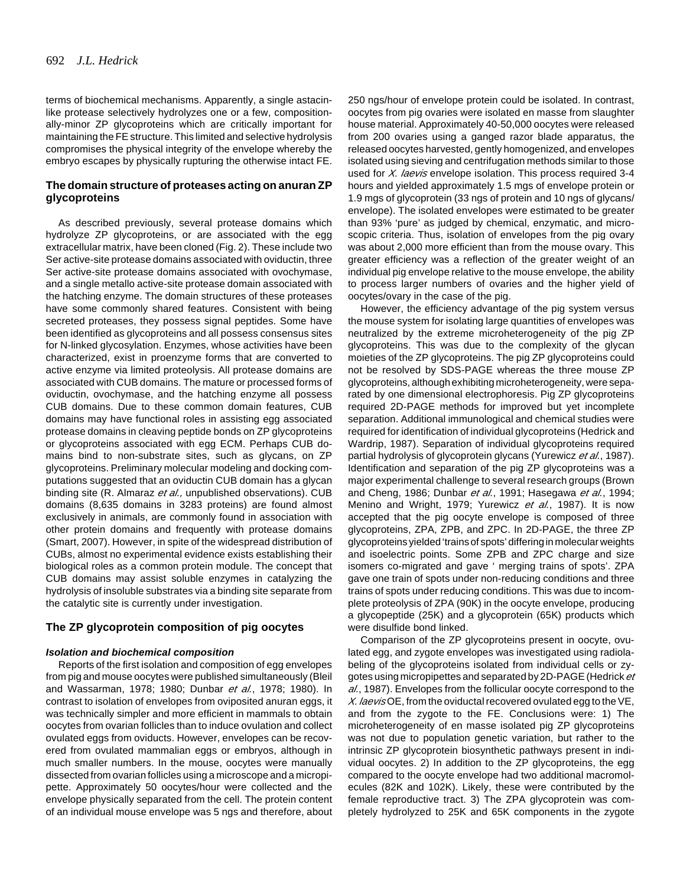terms of biochemical mechanisms. Apparently, a single astacin-like protease selectively hydrolyzes one or a few, compositionally-minor ZP glycoproteins which are critically important for maintaining the FE structure. This limited and selective hydrolysis compromises the physical integrity of the envelope whereby the embryo escapes by physically rupturing the otherwise intact FE.

## The domain structure of proteases acting on anuran ZP glycoproteins

As described previously, several protease domains which hydrolyze ZP glycoproteins, or are associated with the egg extracellular matrix, have been cloned (Fig. 2). These include two Ser active-site protease domains associated with oviductin, three Ser active-site protease domains associated with ovochymase, and a single metallo active-site protease domain associated with the hatching enzyme. The domain structures of these proteases have some commonly shared features. Consistent with being secreted proteases, they possess signal peptides. Some have been identified as glycoproteins and all possess consensus sites for N-linked glycosylation. Enzymes, whose activities have been characterized, exist in proenzyme forms that are converted to active enzyme via limited proteolysis. All protease domains are associated with CUB domains. The mature or processed forms of oviductin, ovochymase, and the hatching enzyme all possess CUB domains. Due to these common domain features, CUB domains may have functional roles in assisting egg associated protease domains in cleaving peptide bonds on ZP glycoproteins or glycoproteins associated with egg ECM. Perhaps CUB domains bind to non-substrate sites, such as glycans, on ZP glycoproteins. Preliminary molecular modeling and docking computations suggested that an oviductin CUB domain has a glycan binding site (R. Almaraz *et al.,* unpublished observations). CUB domains (8,635 domains in 3283 proteins) are found almost exclusively in animals, are commonly found in association with other protein domains and frequently with protease domains (Smart, 2007). However, in spite of the widespread distribution of CUBs, almost no experimental evidence exists establishing their biological roles as a common protein module. The concept that CUB domains may assist soluble enzymes in catalyzing the hydrolysis of insoluble substrates via a binding site separate from the catalytic site is currently under investigation.

## The ZP glycoprotein composition of pig oocytes

### *Isolation and biochemical composition*

Reports of the first isolation and composition of egg envelopes from pig and mouse oocytes were published simultaneously (Bleil and Wassarman, 1978; 1980; Dunbar *et al.*, 1978; 1980). In contrast to isolation of envelopes from oviposited anuran eggs, it was technically simpler and more efficient in mammals to obtain oocytes from ovarian follicles than to induce ovulation and collect ovulated eggs from oviducts. However, envelopes can be recovered from ovulated mammalian eggs or embryos, although in much smaller numbers. In the mouse, oocytes were manually dissected from ovarian follicles using a microscope and a micropipette. Approximately 50 oocytes/hour were collected and the envelope physically separated from the cell. The protein content of an individual mouse envelope was 5 ngs and therefore, about 250 ngs/hour of envelope protein could be isolated. In contrast, oocytes from pig ovaries were isolated en masse from slaughter house material. Approximately 40-50,000 oocytes were released from 200 ovaries using a ganged razor blade apparatus, the released oocytes harvested, gently homogenized, and envelopes isolated using sieving and centrifugation methods similar to those used for *X. laevis* envelope isolation. This process required 3-4 hours and yielded approximately 1.5 mgs of envelope protein or 1.9 mgs of glycoprotein (33 ngs of protein and 10 ngs of glycans/envelope). The isolated envelopes were estimated to be greater than 93% 'pure' as judged by chemical, enzymatic, and microscopic criteria. Thus, isolation of envelopes from the pig ovary was about 2,000 more efficient than from the mouse ovary. This greater efficiency was a reflection of the greater weight of an individual pig envelope relative to the mouse envelope, the ability to process larger numbers of ovaries and the higher yield of oocytes/ovary in the case of the pig.

However, the efficiency advantage of the pig system versus the mouse system for isolating large quantities of envelopes was neutralized by the extreme microheterogeneity of the pig ZP glycoproteins. This was due to the complexity of the glycan moieties of the ZP glycoproteins. The pig ZP glycoproteins could not be resolved by SDS-PAGE whereas the three mouse ZP glycoproteins, although exhibiting microheterogeneity, were separated by one dimensional electrophoresis. Pig ZP glycoproteins required 2D-PAGE methods for improved but yet incomplete separation. Additional immunological and chemical studies were required for identification of individual glycoproteins (Hedrick and Wardrip, 1987). Separation of individual glycoproteins required partial hydrolysis of glycoprotein glycans (Yurewicz *et al.*, 1987). Identification and separation of the pig ZP glycoproteins was a major experimental challenge to several research groups (Brown and Cheng, 1986; Dunbar *et al.*, 1991; Hasegawa *et al.*, 1994; Menino and Wright, 1979; Yurewicz *et al.*, 1987). It is now accepted that the pig oocyte envelope is composed of three glycoproteins, ZPA, ZPB, and ZPC. In 2D-PAGE, the three ZP glycoproteins yielded 'trains of spots' differing in molecular weights and isoelectric points. Some ZPB and ZPC charge and size isomers co-migrated and gave ' merging trains of spots'. ZPA gave one train of spots under non-reducing conditions and three trains of spots under reducing conditions. This was due to incomplete proteolysis of ZPA (90K) in the oocyte envelope, producing a glycopeptide (25K) and a glycoprotein (65K) products which were disulfide bond linked.

Comparison of the ZP glycoproteins present in oocyte, ovulated egg, and zygote envelopes was investigated using radiolabeling of the glycoproteins isolated from individual cells or zygotes using micropipettes and separated by 2D-PAGE (Hedrick *et al.*, 1987). Envelopes from the follicular oocyte correspond to the *X. laevis* OE, from the oviductal recovered ovulated egg to the VE, and from the zygote to the FE. Conclusions were: 1) The microheterogeneity of en masse isolated pig ZP glycoproteins was not due to population genetic variation, but rather to the intrinsic ZP glycoprotein biosynthetic pathways present in individual oocytes. 2) In addition to the ZP glycoproteins, the egg compared to the oocyte envelope had two additional macromolecules (82K and 102K). Likely, these were contributed by the female reproductive tract. 3) The ZPA glycoprotein was completely hydrolyzed to 25K and 65K components in the zygote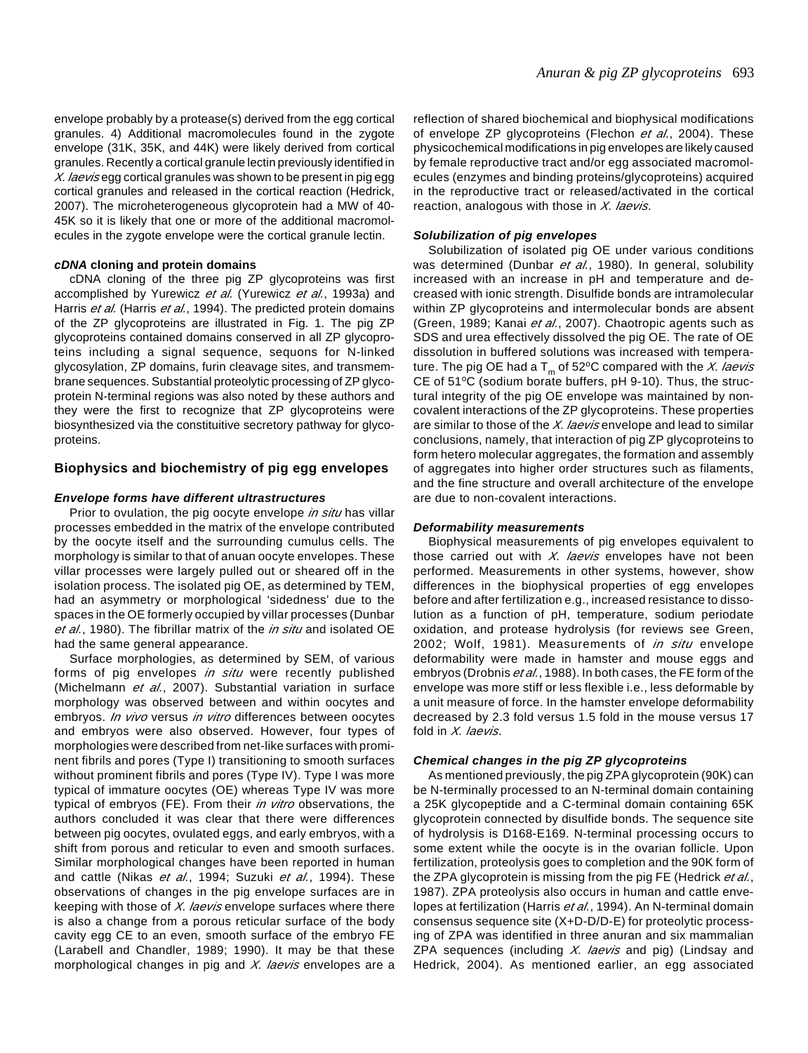envelope probably by a protease(s) derived from the egg cortical granules. 4) Additional macromolecules found in the zygote envelope (31K, 35K, and 44K) were likely derived from cortical granules. Recently a cortical granule lectin previously identified in *X. laevis* egg cortical granules was shown to be present in pig egg cortical granules and released in the cortical reaction (Hedrick, 2007). The microheterogeneous glycoprotein had a MW of 40-45K so it is likely that one or more of the additional macromolecules in the zygote envelope were the cortical granule lectin.

#### *cDNA* cloning and protein domains

cDNA cloning of the three pig ZP glycoproteins was first accomplished by Yurewicz *et al.* (Yurewicz *et al.*, 1993a) and Harris *et al.* (Harris *et al.*, 1994). The predicted protein domains of the ZP glycoproteins are illustrated in Fig. 1. The pig ZP glycoproteins contained domains conserved in all ZP glycoproteins including a signal sequence, sequons for N-linked glycosylation, ZP domains, furin cleavage sites, and transmembrane sequences. Substantial proteolytic processing of ZP glycoprotein N-terminal regions was also noted by these authors and they were the first to recognize that ZP glycoproteins were biosynthesized via the constituitive secretory pathway for glycoproteins.

### Biophysics and biochemistry of pig egg envelopes

#### *Envelope forms have different ultrastructures*

Prior to ovulation, the pig oocyte envelope *in situ* has villar processes embedded in the matrix of the envelope contributed by the oocyte itself and the surrounding cumulus cells. The morphology is similar to that of anuan oocyte envelopes. These villar processes were largely pulled out or sheared off in the isolation process. The isolated pig OE, as determined by TEM, had an asymmetry or morphological 'sidedness' due to the spaces in the OE formerly occupied by villar processes (Dunbar *et al.*, 1980). The fibrillar matrix of the *in situ* and isolated OE had the same general appearance.

Surface morphologies, as determined by SEM, of various forms of pig envelopes *in situ* were recently published (Michelmann *et al.*, 2007). Substantial variation in surface morphology was observed between and within oocytes and embryos. *In vivo* versus *in vitro* differences between oocytes and embryos were also observed. However, four types of morphologies were described from net-like surfaces with prominent fibrils and pores (Type I) transitioning to smooth surfaces without prominent fibrils and pores (Type IV). Type I was more typical of immature oocytes (OE) whereas Type IV was more typical of embryos (FE). From their *in vitro* observations, the authors concluded it was clear that there were differences between pig oocytes, ovulated eggs, and early embryos, with a shift from porous and reticular to even and smooth surfaces. Similar morphological changes have been reported in human and cattle (Nikas *et al.*, 1994; Suzuki *et al.*, 1994). These observations of changes in the pig envelope surfaces are in keeping with those of *X. laevis* envelope surfaces where there is also a change from a porous reticular surface of the body cavity egg CE to an even, smooth surface of the embryo FE (Larabell and Chandler, 1989; 1990). It may be that these morphological changes in pig and *X. laevis* envelopes are a reflection of shared biochemical and biophysical modifications of envelope ZP glycoproteins (Flechon *et al.*, 2004). These physicochemical modifications in pig envelopes are likely caused by female reproductive tract and/or egg associated macromolecules (enzymes and binding proteins/glycoproteins) acquired in the reproductive tract or released/activated in the cortical reaction, analogous with those in *X. laevis*.

#### *Solubilization of pig envelopes*

Solubilization of isolated pig OE under various conditions was determined (Dunbar *et al.*, 1980). In general, solubility increased with an increase in pH and temperature and decreased with ionic strength. Disulfide bonds are intramolecular within ZP glycoproteins and intermolecular bonds are absent (Green, 1989; Kanai *et al.*, 2007). Chaotropic agents such as SDS and urea effectively dissolved the pig OE. The rate of OE dissolution in buffered solutions was increased with temperature. The pig OE had a $T_m$ of 52ºC compared with the *X. laevis* CE of 51ºC (sodium borate buffers, pH 9-10). Thus, the structural integrity of the pig OE envelope was maintained by non-covalent interactions of the ZP glycoproteins. These properties are similar to those of the *X. laevis* envelope and lead to similar conclusions, namely, that interaction of pig ZP glycoproteins to form hetero molecular aggregates, the formation and assembly of aggregates into higher order structures such as filaments, and the fine structure and overall architecture of the envelope are due to non-covalent interactions.

#### *Deformability measurements*

Biophysical measurements of pig envelopes equivalent to those carried out with *X. laevis* envelopes have not been performed. Measurements in other systems, however, show differences in the biophysical properties of egg envelopes before and after fertilization e.g., increased resistance to dissolution as a function of pH, temperature, sodium periodate oxidation, and protease hydrolysis (for reviews see Green, 2002; Wolf, 1981). Measurements of *in situ* envelope deformability were made in hamster and mouse eggs and embryos (Drobnis *et al.*, 1988). In both cases, the FE form of the envelope was more stiff or less flexible i.e., less deformable by a unit measure of force. In the hamster envelope deformability decreased by 2.3 fold versus 1.5 fold in the mouse versus 17 fold in *X. laevis*.

#### *Chemical changes in the pig ZP glycoproteins*

As mentioned previously, the pig ZPA glycoprotein (90K) can be N-terminally processed to an N-terminal domain containing a 25K glycopeptide and a C-terminal domain containing 65K glycoprotein connected by disulfide bonds. The sequence site of hydrolysis is D168-E169. N-terminal processing occurs to some extent while the oocyte is in the ovarian follicle. Upon fertilization, proteolysis goes to completion and the 90K form of the ZPA glycoprotein is missing from the pig FE (Hedrick *et al.*, 1987). ZPA proteolysis also occurs in human and cattle envelopes at fertilization (Harris *et al.*, 1994). An N-terminal domain consensus sequence site (X+D-D/D-E) for proteolytic processing of ZPA was identified in three anuran and six mammalian ZPA sequences (including *X. laevis* and pig) (Lindsay and Hedrick, 2004). As mentioned earlier, an egg associated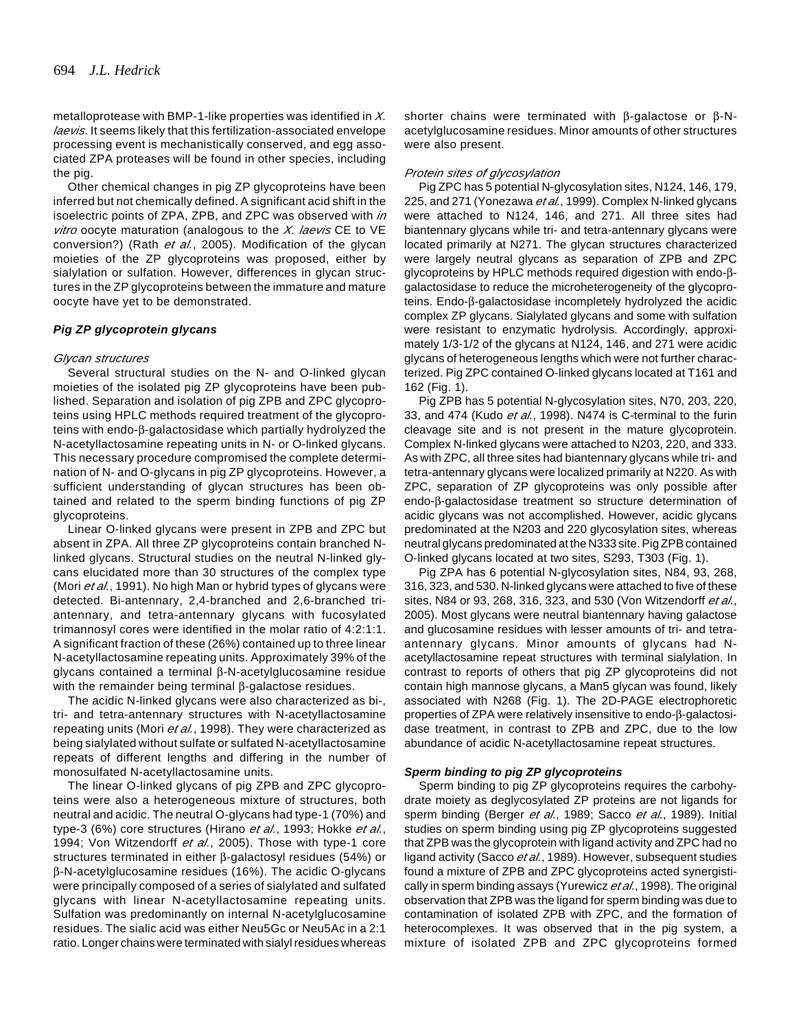metalloprotease with BMP-1-like properties was identified in *X. laevis*. It seems likely that this fertilization-associated envelope processing event is mechanistically conserved, and egg associated ZPA proteases will be found in other species, including the pig.

Other chemical changes in pig ZP glycoproteins have been inferred but not chemically defined. A significant acid shift in the isoelectric points of ZPA, ZPB, and ZPC was observed with *in vitro* oocyte maturation (analogous to the *X. laevis* CE to VE conversion?) (Rath *et al.*, 2005). Modification of the glycan moieties of the ZP glycoproteins was proposed, either by sialylation or sulfation. However, differences in glycan structures in the ZP glycoproteins between the immature and mature oocyte have yet to be demonstrated.

### *Pig ZP glycoprotein glycans*

*Glycan structures*

Several structural studies on the N- and O-linked glycan moieties of the isolated pig ZP glycoproteins have been published. Separation and isolation of pig ZPB and ZPC glycoproteins using HPLC methods required treatment of the glycoproteins with endo-β-galactosidase which partially hydrolyzed the N-acetyllactosamine repeating units in N- or O-linked glycans. This necessary procedure compromised the complete determination of N- and O-glycans in pig ZP glycoproteins. However, a sufficient understanding of glycan structures has been obtained and related to the sperm binding functions of pig ZP glycoproteins.

Linear O-linked glycans were present in ZPB and ZPC but absent in ZPA. All three ZP glycoproteins contain branched N-linked glycans. Structural studies on the neutral N-linked glycans elucidated more than 30 structures of the complex type (Mori *et al.*, 1991). No high Man or hybrid types of glycans were detected. Bi-antennary, 2,4-branched and 2,6-branched tri-antennary, and tetra-antennary glycans with fucosylated trimannosyl cores were identified in the molar ratio of 4:2:1:1. A significant fraction of these (26%) contained up to three linear N-acetyllactosamine repeating units. Approximately 39% of the glycans contained a terminal β-N-acetylglucosamine residue with the remainder being terminal β-galactose residues.

The acidic N-linked glycans were also characterized as bi-, tri- and tetra-antennary structures with N-acetyllactosamine repeating units (Mori *et al.*, 1998). They were characterized as being sialylated without sulfate or sulfated N-acetyllactosamine repeats of different lengths and differing in the number of monosulfated N-acetyllactosamine units.

The linear O-linked glycans of pig ZPB and ZPC glycoproteins were also a heterogeneous mixture of structures, both neutral and acidic. The neutral O-glycans had type-1 (70%) and type-3 (6%) core structures (Hirano *et al.*, 1993; Hokke *et al.*, 1994; Von Witzendorff *et al.*, 2005). Those with type-1 core structures terminated in either β-galactosyl residues (54%) or β-N-acetylglucosamine residues (16%). The acidic O-glycans were principally composed of a series of sialylated and sulfated glycans with linear N-acetyllactosamine repeating units. Sulfation was predominantly on internal N-acetylglucosamine residues. The sialic acid was either Neu5Gc or Neu5Ac in a 2:1 ratio. Longer chains were terminated with sialyl residues whereas shorter chains were terminated with β-galactose or β-N-acetylglucosamine residues. Minor amounts of other structures were also present.

*Protein sites of glycosylation*

Pig ZPC has 5 potential N-glycosylation sites, N124, 146, 179, 225, and 271 (Yonezawa *et al.*, 1999). Complex N-linked glycans were attached to N124, 146, and 271. All three sites had biantennary glycans while tri- and tetra-antennary glycans were located primarily at N271. The glycan structures characterized were largely neutral glycans as separation of ZPB and ZPC glycoproteins by HPLC methods required digestion with endo-β-galactosidase to reduce the microheterogeneity of the glycoproteins. Endo-β-galactosidase incompletely hydrolyzed the acidic complex ZP glycans. Sialylated glycans and some with sulfation were resistant to enzymatic hydrolysis. Accordingly, approximately 1/3-1/2 of the glycans at N124, 146, and 271 were acidic glycans of heterogeneous lengths which were not further characterized. Pig ZPC contained O-linked glycans located at T161 and 162 (Fig. 1).

Pig ZPB has 5 potential N-glycosylation sites, N70, 203, 220, 33, and 474 (Kudo *et al.*, 1998). N474 is C-terminal to the furin cleavage site and is not present in the mature glycoprotein. Complex N-linked glycans were attached to N203, 220, and 333. As with ZPC, all three sites had biantennary glycans while tri- and tetra-antennary glycans were localized primarily at N220. As with ZPC, separation of ZP glycoproteins was only possible after endo-β-galactosidase treatment so structure determination of acidic glycans was not accomplished. However, acidic glycans predominated at the N203 and 220 glycosylation sites, whereas neutral glycans predominated at the N333 site. Pig ZPB contained O-linked glycans located at two sites, S293, T303 (Fig. 1).

Pig ZPA has 6 potential N-glycosylation sites, N84, 93, 268, 316, 323, and 530. N-linked glycans were attached to five of these sites, N84 or 93, 268, 316, 323, and 530 (Von Witzendorff *et al.*, 2005). Most glycans were neutral biantennary having galactose and glucosamine residues with lesser amounts of tri- and tetra-antennary glycans. Minor amounts of glycans had N-acetyllactosamine repeat structures with terminal sialylation. In contrast to reports of others that pig ZP glycoproteins did not contain high mannose glycans, a Man5 glycan was found, likely associated with N268 (Fig. 1). The 2D-PAGE electrophoretic properties of ZPA were relatively insensitive to endo-β-galactosidase treatment, in contrast to ZPB and ZPC, due to the low abundance of acidic N-acetyllactosamine repeat structures.

### *Sperm binding to pig ZP glycoproteins*

Sperm binding to pig ZP glycoproteins requires the carbohydrate moiety as deglycosylated ZP proteins are not ligands for sperm binding (Berger *et al.*, 1989; Sacco *et al.*, 1989). Initial studies on sperm binding using pig ZP glycoproteins suggested that ZPB was the glycoprotein with ligand activity and ZPC had no ligand activity (Sacco *et al.*, 1989). However, subsequent studies found a mixture of ZPB and ZPC glycoproteins acted synergistically in sperm binding assays (Yurewicz *et al.*, 1998). The original observation that ZPB was the ligand for sperm binding was due to contamination of isolated ZPB with ZPC, and the formation of heterocomplexes. It was observed that in the pig system, a mixture of isolated ZPB and ZPC glycoproteins formed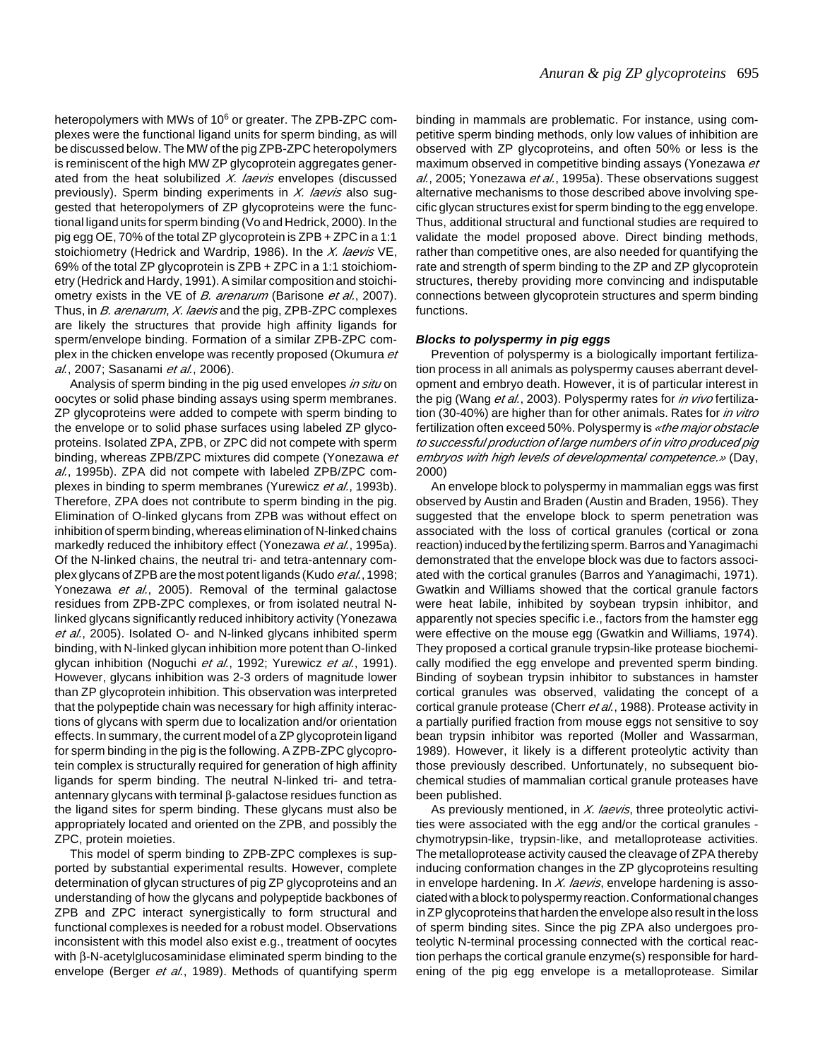heteropolymers with MWs of $10^6$ or greater. The ZPB-ZPC complexes were the functional ligand units for sperm binding, as will be discussed below. The MW of the pig ZPB-ZPC heteropolymers is reminiscent of the high MW ZP glycoprotein aggregates generated from the heat solubilized *X. laevis* envelopes (discussed previously). Sperm binding experiments in *X. laevis* also suggested that heteropolymers of ZP glycoproteins were the functional ligand units for sperm binding (Vo and Hedrick, 2000). In the pig egg OE, 70% of the total ZP glycoprotein is ZPB + ZPC in a 1:1 stoichiometry (Hedrick and Wardrip, 1986). In the *X. laevis* VE, 69% of the total ZP glycoprotein is ZPB + ZPC in a 1:1 stoichiometry (Hedrick and Hardy, 1991). A similar composition and stoichiometry exists in the VE of *B. arenarum* (Barisone *et al.*, 2007). Thus, in *B. arenarum*, *X. laevis* and the pig, ZPB-ZPC complexes are likely the structures that provide high affinity ligands for sperm/envelope binding. Formation of a similar ZPB-ZPC complex in the chicken envelope was recently proposed (Okumura *et al.*, 2007; Sasanami *et al.*, 2006).

Analysis of sperm binding in the pig used envelopes *in situ* on oocytes or solid phase binding assays using sperm membranes. ZP glycoproteins were added to compete with sperm binding to the envelope or to solid phase surfaces using labeled ZP glycoproteins. Isolated ZPA, ZPB, or ZPC did not compete with sperm binding, whereas ZPB/ZPC mixtures did compete (Yonezawa *et al.*, 1995b). ZPA did not compete with labeled ZPB/ZPC complexes in binding to sperm membranes (Yurewicz *et al.*, 1993b). Therefore, ZPA does not contribute to sperm binding in the pig. Elimination of O-linked glycans from ZPB was without effect on inhibition of sperm binding, whereas elimination of N-linked chains markedly reduced the inhibitory effect (Yonezawa *et al.*, 1995a). Of the N-linked chains, the neutral tri- and tetra-antennary complex glycans of ZPB are the most potent ligands (Kudo *et al.*, 1998; Yonezawa *et al.*, 2005). Removal of the terminal galactose residues from ZPB-ZPC complexes, or from isolated neutral N-linked glycans significantly reduced inhibitory activity (Yonezawa *et al.*, 2005). Isolated O- and N-linked glycans inhibited sperm binding, with N-linked glycan inhibition more potent than O-linked glycan inhibition (Noguchi *et al.*, 1992; Yurewicz *et al.*, 1991). However, glycans inhibition was 2-3 orders of magnitude lower than ZP glycoprotein inhibition. This observation was interpreted that the polypeptide chain was necessary for high affinity interactions of glycans with sperm due to localization and/or orientation effects. In summary, the current model of a ZP glycoprotein ligand for sperm binding in the pig is the following. A ZPB-ZPC glycoprotein complex is structurally required for generation of high affinity ligands for sperm binding. The neutral N-linked tri- and tetra-antennary glycans with terminal β-galactose residues function as the ligand sites for sperm binding. These glycans must also be appropriately located and oriented on the ZPB, and possibly the ZPC, protein moieties.

This model of sperm binding to ZPB-ZPC complexes is supported by substantial experimental results. However, complete determination of glycan structures of pig ZP glycoproteins and an understanding of how the glycans and polypeptide backbones of ZPB and ZPC interact synergistically to form structural and functional complexes is needed for a robust model. Observations inconsistent with this model also exist e.g., treatment of oocytes with β-N-acetylglucosaminidase eliminated sperm binding to the envelope (Berger *et al.*, 1989). Methods of quantifying sperm binding in mammals are problematic. For instance, using competitive sperm binding methods, only low values of inhibition are observed with ZP glycoproteins, and often 50% or less is the maximum observed in competitive binding assays (Yonezawa *et al.*, 2005; Yonezawa *et al.*, 1995a). These observations suggest alternative mechanisms to those described above involving specific glycan structures exist for sperm binding to the egg envelope. Thus, additional structural and functional studies are required to validate the model proposed above. Direct binding methods, rather than competitive ones, are also needed for quantifying the rate and strength of sperm binding to the ZP and ZP glycoprotein structures, thereby providing more convincing and indisputable connections between glycoprotein structures and sperm binding functions.

### *Blocks to polyspermy in pig eggs*

Prevention of polyspermy is a biologically important fertilization process in all animals as polyspermy causes aberrant development and embryo death. However, it is of particular interest in the pig (Wang *et al.*, 2003). Polyspermy rates for *in vivo* fertilization (30-40%) are higher than for other animals. Rates for *in vitro* fertilization often exceed 50%. Polyspermy is *«the major obstacle to successful production of large numbers of in vitro produced pig embryos with high levels of developmental competence.»* (Day, 2000)

An envelope block to polyspermy in mammalian eggs was first observed by Austin and Braden (Austin and Braden, 1956). They suggested that the envelope block to sperm penetration was associated with the loss of cortical granules (cortical or zona reaction) induced by the fertilizing sperm. Barros and Yanagimachi demonstrated that the envelope block was due to factors associated with the cortical granules (Barros and Yanagimachi, 1971). Gwatkin and Williams showed that the cortical granule factors were heat labile, inhibited by soybean trypsin inhibitor, and apparently not species specific i.e., factors from the hamster egg were effective on the mouse egg (Gwatkin and Williams, 1974). They proposed a cortical granule trypsin-like protease biochemically modified the egg envelope and prevented sperm binding. Binding of soybean trypsin inhibitor to substances in hamster cortical granules was observed, validating the concept of a cortical granule protease (Cherr *et al.*, 1988). Protease activity in a partially purified fraction from mouse eggs not sensitive to soy bean trypsin inhibitor was reported (Moller and Wassarman, 1989). However, it likely is a different proteolytic activity than those previously described. Unfortunately, no subsequent biochemical studies of mammalian cortical granule proteases have been published.

As previously mentioned, in *X. laevis*, three proteolytic activities were associated with the egg and/or the cortical granules - chymotrypsin-like, trypsin-like, and metalloprotease activities. The metalloprotease activity caused the cleavage of ZPA thereby inducing conformation changes in the ZP glycoproteins resulting in envelope hardening. In *X. laevis*, envelope hardening is associated with a block to polyspermy reaction. Conformational changes in ZP glycoproteins that harden the envelope also result in the loss of sperm binding sites. Since the pig ZPA also undergoes proteolytic N-terminal processing connected with the cortical reaction perhaps the cortical granule enzyme(s) responsible for hardening of the pig egg envelope is a metalloprotease. Similar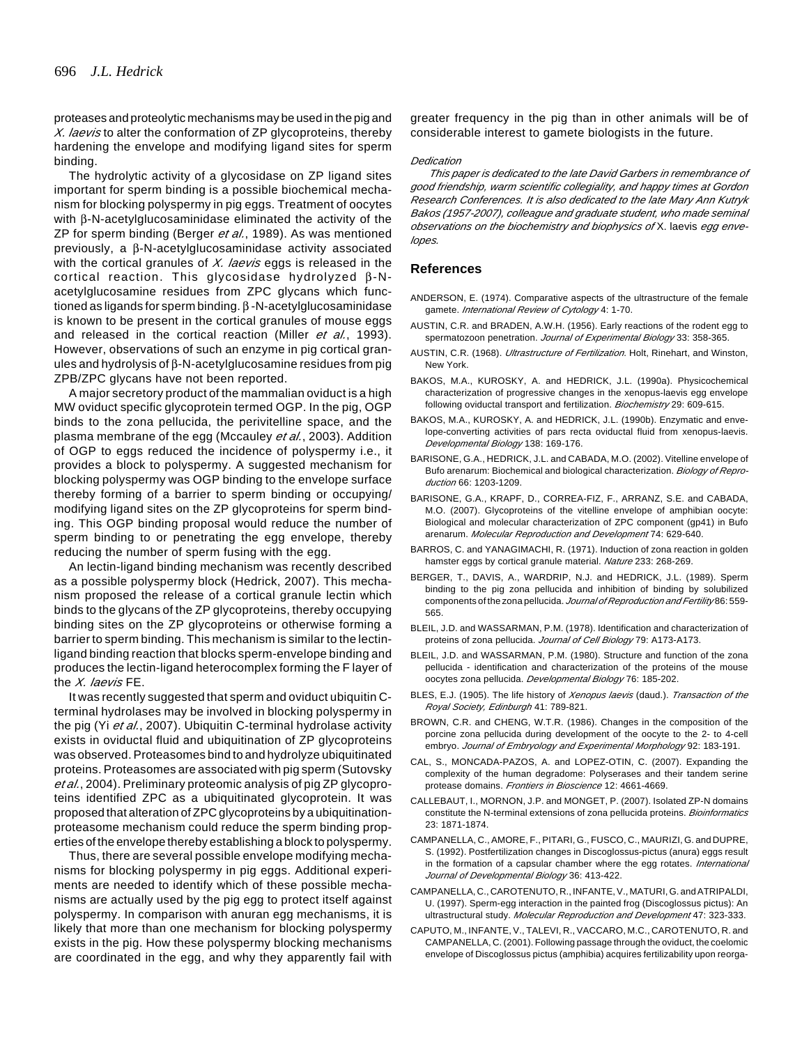proteases and proteolytic mechanisms may be used in the pig and *X. laevis* to alter the conformation of ZP glycoproteins, thereby hardening the envelope and modifying ligand sites for sperm binding.

The hydrolytic activity of a glycosidase on ZP ligand sites important for sperm binding is a possible biochemical mechanism for blocking polyspermy in pig eggs. Treatment of oocytes with β-N-acetylglucosaminidase eliminated the activity of the ZP for sperm binding (Berger *et al.*, 1989). As was mentioned previously, a β-N-acetylglucosaminidase activity associated with the cortical granules of *X. laevis* eggs is released in the cortical reaction. This glycosidase hydrolyzed β-N-acetylglucosamine residues from ZPC glycans which functioned as ligands for sperm binding. β-N-acetylglucosaminidase is known to be present in the cortical granules of mouse eggs and released in the cortical reaction (Miller *et al.*, 1993). However, observations of such an enzyme in pig cortical granules and hydrolysis of β-N-acetylglucosamine residues from pig ZPB/ZPC glycans have not been reported.

A major secretory product of the mammalian oviduct is a high MW oviduct specific glycoprotein termed OGP. In the pig, OGP binds to the zona pellucida, the perivitelline space, and the plasma membrane of the egg (Mccauley *et al.*, 2003). Addition of OGP to eggs reduced the incidence of polyspermy i.e., it provides a block to polyspermy. A suggested mechanism for blocking polyspermy was OGP binding to the envelope surface thereby forming of a barrier to sperm binding or occupying/modifying ligand sites on the ZP glycoproteins for sperm binding. This OGP binding proposal would reduce the number of sperm binding to or penetrating the egg envelope, thereby reducing the number of sperm fusing with the egg.

An lectin-ligand binding mechanism was recently described as a possible polyspermy block (Hedrick, 2007). This mechanism proposed the release of a cortical granule lectin which binds to the glycans of the ZP glycoproteins, thereby occupying binding sites on the ZP glycoproteins or otherwise forming a barrier to sperm binding. This mechanism is similar to the lectin-ligand binding reaction that blocks sperm-envelope binding and produces the lectin-ligand heterocomplex forming the F layer of the *X. laevis* FE.

It was recently suggested that sperm and oviduct ubiquitin C-terminal hydrolases may be involved in blocking polyspermy in the pig (Yi *et al.*, 2007). Ubiquitin C-terminal hydrolase activity exists in oviductal fluid and ubiquitination of ZP glycoproteins was observed. Proteasomes bind to and hydrolyze ubiquitinated proteins. Proteasomes are associated with pig sperm (Sutovsky *et al.*, 2004). Preliminary proteomic analysis of pig ZP glycoproteins identified ZPC as a ubiquitinated glycoprotein. It was proposed that alteration of ZPC glycoproteins by a ubiquitination-proteasome mechanism could reduce the sperm binding properties of the envelope thereby establishing a block to polyspermy.

Thus, there are several possible envelope modifying mechanisms for blocking polyspermy in pig eggs. Additional experiments are needed to identify which of these possible mechanisms are actually used by the pig egg to protect itself against polyspermy. In comparison with anuran egg mechanisms, it is likely that more than one mechanism for blocking polyspermy exists in the pig. How these polyspermy blocking mechanisms are coordinated in the egg, and why they apparently fail with greater frequency in the pig than in other animals will be of considerable interest to gamete biologists in the future.

*Dedication*

*This paper is dedicated to the late David Garbers in remembrance of good friendship, warm scientific collegiality, and happy times at Gordon Research Conferences. It is also dedicated to the late Mary Ann Kutryk Bakos (1957-2007), colleague and graduate student, who made seminal observations on the biochemistry and biophysics of* X. laevis *egg envelopes.*

## References

ANDERSON, E. (1974). Comparative aspects of the ultrastructure of the female gamete. *International Review of Cytology* 4: 1-70.

AUSTIN, C.R. and BRADEN, A.W.H. (1956). Early reactions of the rodent egg to spermatozoon penetration. *Journal of Experimental Biology* 33: 358-365.

AUSTIN, C.R. (1968). *Ultrastructure of Fertilization.* Holt, Rinehart, and Winston, New York.

BAKOS, M.A., KUROSKY, A. and HEDRICK, J.L. (1990a). Physicochemical characterization of progressive changes in the xenopus-laevis egg envelope following oviductal transport and fertilization. *Biochemistry* 29: 609-615.

BAKOS, M.A., KUROSKY, A. and HEDRICK, J.L. (1990b). Enzymatic and envelope-converting activities of pars recta oviductal fluid from xenopus-laevis. *Developmental Biology* 138: 169-176.

BARISONE, G.A., HEDRICK, J.L. and CABADA, M.O. (2002). Vitelline envelope of Bufo arenarum: Biochemical and biological characterization. *Biology of Reproduction* 66: 1203-1209.

BARISONE, G.A., KRAPF, D., CORREA-FIZ, F., ARRANZ, S.E. and CABADA, M.O. (2007). Glycoproteins of the vitelline envelope of amphibian oocyte: Biological and molecular characterization of ZPC component (gp41) in Bufo arenarum. *Molecular Reproduction and Development* 74: 629-640.

BARROS, C. and YANAGIMACHI, R. (1971). Induction of zona reaction in golden hamster eggs by cortical granule material. *Nature* 233: 268-269.

BERGER, T., DAVIS, A., WARDRIP, N.J. and HEDRICK, J.L. (1989). Sperm binding to the pig zona pellucida and inhibition of binding by solubilized components of the zona pellucida. *Journal of Reproduction and Fertility* 86: 559-565.

BLEIL, J.D. and WASSARMAN, P.M. (1978). Identification and characterization of proteins of zona pellucida. *Journal of Cell Biology* 79: A173-A173.

BLEIL, J.D. and WASSARMAN, P.M. (1980). Structure and function of the zona pellucida - identification and characterization of the proteins of the mouse oocytes zona pellucida. *Developmental Biology* 76: 185-202.

BLES, E.J. (1905). The life history of *Xenopus laevis* (daud.). *Transaction of the Royal Society, Edinburgh* 41: 789-821.

BROWN, C.R. and CHENG, W.T.R. (1986). Changes in the composition of the porcine zona pellucida during development of the oocyte to the 2- to 4-cell embryo. *Journal of Embryology and Experimental Morphology* 92: 183-191.

CAL, S., MONCADA-PAZOS, A. and LOPEZ-OTIN, C. (2007). Expanding the complexity of the human degradome: Polyserases and their tandem serine protease domains. *Frontiers in Bioscience* 12: 4661-4669.

CALLEBAUT, I., MORNON, J.P. and MONGET, P. (2007). Isolated ZP-N domains constitute the N-terminal extensions of zona pellucida proteins. *Bioinformatics* 23: 1871-1874.

CAMPANELLA, C., AMORE, F., PITARI, G., FUSCO, C., MAURIZI, G. and DUPRE, S. (1992). Postfertilization changes in Discoglossus-pictus (anura) eggs result in the formation of a capsular chamber where the egg rotates. *International Journal of Developmental Biology* 36: 413-422.

CAMPANELLA, C., CAROTENUTO, R., INFANTE, V., MATURI, G. and ATRIPALDI, U. (1997). Sperm-egg interaction in the painted frog (Discoglossus pictus): An ultrastructural study. *Molecular Reproduction and Development* 47: 323-333.

CAPUTO, M., INFANTE, V., TALEVI, R., VACCARO, M.C., CAROTENUTO, R. and CAMPANELLA, C. (2001). Following passage through the oviduct, the coelomic envelope of Discoglossus pictus (amphibia) acquires fertilizability upon reorga-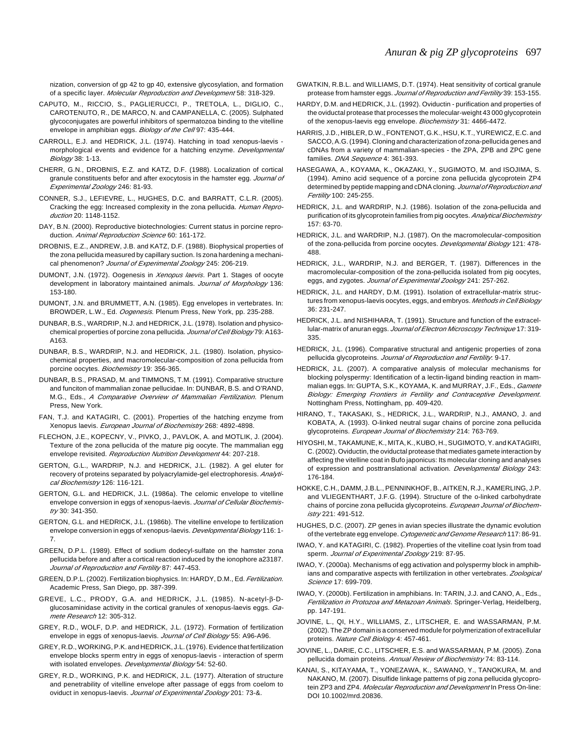nization, conversion of gp 42 to gp 40, extensive glycosylation, and formation of a specific layer. *Molecular Reproduction and Development* 58: 318-329.

CAPUTO, M., RICCIO, S., PAGLIERUCCI, P., TRETOLA, L., DIGLIO, C., CAROTENUTO, R., DE MARCO, N. and CAMPANELLA, C. (2005). Sulphated glycoconjugates are powerful inhibitors of spermatozoa binding to the vitelline envelope in amphibian eggs. *Biology of the Cell* 97: 435-444.

CARROLL, E.J. and HEDRICK, J.L. (1974). Hatching in toad xenopus-laevis - morphological events and evidence for a hatching enzyme. *Developmental Biology* 38: 1-13.

CHERR, G.N., DROBNIS, E.Z. and KATZ, D.F. (1988). Localization of cortical granule constituents befor and after exocytosis in the hamster egg. *Journal of Experimental Zoology* 246: 81-93.

CONNER, S.J., LEFIEVRE, L., HUGHES, D.C. and BARRATT, C.L.R. (2005). Cracking the egg: Increased complexity in the zona pellucida. *Human Reproduction* 20: 1148-1152.

DAY, B.N. (2000). Reproductive biotechnologies: Current status in porcine reproduction. *Animal Reproduction Science* 60: 161-172.

DROBNIS, E.Z., ANDREW, J.B. and KATZ, D.F. (1988). Biophysical properties of the zona pellucida measured by capillary suction. Is zona hardening a mechanical phenomenon? *Journal of Experimental Zoology* 245: 206-219.

DUMONT, J.N. (1972). Oogenesis in *Xenopus laevis*. Part 1. Stages of oocyte development in laboratory maintained animals. *Journal of Morphology* 136: 153-180.

DUMONT, J.N. and BRUMMETT, A.N. (1985). Egg envelopes in vertebrates. In: BROWDER, L.W., Ed. *Oogenesis*. Plenum Press, New York, pp. 235-288.

DUNBAR, B.S., WARDRIP, N.J. and HEDRICK, J.L. (1978). Isolation and physicochemical properties of porcine zona pellucida. *Journal of Cell Biology* 79: A163-A163.

DUNBAR, B.S., WARDRIP, N.J. and HEDRICK, J.L. (1980). Isolation, physicochemical properties, and macromolecular-composition of zona pellucida from porcine oocytes. *Biochemistry* 19: 356-365.

DUNBAR, B.S., PRASAD, M. and TIMMONS, T.M. (1991). Comparative structure and funciton of mammalian zonae pellucidae. In: DUNBAR, B.S. and O'RAND, M.G., Eds., *A Comparative Overview of Mammalian Fertilization*. Plenum Press, New York.

FAN, T.J. and KATAGIRI, C. (2001). Properties of the hatching enzyme from Xenopus laevis. *European Journal of Biochemistry* 268: 4892-4898.

FLECHON, J.E., KOPECNY, V., PIVKO, J., PAVLOK, A. and MOTLIK, J. (2004). Texture of the zona pellucida of the mature pig oocyte. The mammalian egg envelope revisited. *Reproduction Nutrition Development* 44: 207-218.

GERTON, G.L., WARDRIP, N.J. and HEDRICK, J.L. (1982). A gel eluter for recovery of proteins separated by polyacrylamide-gel electrophoresis. *Analytical Biochemistry* 126: 116-121.

GERTON, G.L. and HEDRICK, J.L. (1986a). The celomic envelope to vitelline envelope conversion in eggs of xenopus-laevis. *Journal of Cellular Biochemistry* 30: 341-350.

GERTON, G.L. and HEDRICK, J.L. (1986b). The vitelline envelope to fertilization envelope conversion in eggs of xenopus-laevis. *Developmental Biology* 116: 1-7.

GREEN, D.P.L. (1989). Effect of sodium dodecyl-sulfate on the hamster zona pellucida before and after a cortical reaction induced by the ionophore a23187. *Journal of Reproduction and Fertility* 87: 447-453.

GREEN, D.P.L. (2002). Fertilization biophysics. In: HARDY, D.M., Ed. *Fertilization*. Academic Press, San Diego, pp. 387-399.

GREVE, L.C., PRODY, G.A. and HEDRICK, J.L. (1985). N-acetyl-β-D-glucosaminidase activity in the cortical granules of xenopus-laevis eggs. *Gamete Research* 12: 305-312.

GREY, R.D., WOLF, D.P. and HEDRICK, J.L. (1972). Formation of fertilization envelope in eggs of xenopus-laevis. *Journal of Cell Biology* 55: A96-A96.

GREY, R.D., WORKING, P.K. and HEDRICK, J.L. (1976). Evidence that fertilization envelope blocks sperm entry in eggs of xenopus-laevis - interaction of sperm with isolated envelopes. *Developmental Biology* 54: 52-60.

GREY, R.D., WORKING, P.K. and HEDRICK, J.L. (1977). Alteration of structure and penetrability of vitelline envelope after passage of eggs from coelom to oviduct in xenopus-laevis. *Journal of Experimental Zoology* 201: 73-&.

GWATKIN, R.B.L. and WILLIAMS, D.T. (1974). Heat sensitivity of cortical granule protease from hamster eggs. *Journal of Reproduction and Fertility* 39: 153-155.

HARDY, D.M. and HEDRICK, J.L. (1992). Oviductin - purification and properties of the oviductal protease that processes the molecular-weight 43 000 glycoprotein of the xenopus-laevis egg envelope. *Biochemistry* 31: 4466-4472.

HARRIS, J.D., HIBLER, D.W., FONTENOT, G.K., HSU, K.T., YUREWICZ, E.C. and SACCO, A.G. (1994). Cloning and characterization of zona-pellucida genes and cDNAs from a variety of mammalian-species - the ZPA, ZPB and ZPC gene families. *DNA Sequence* 4: 361-393.

HASEGAWA, A., KOYAMA, K., OKAZAKI, Y., SUGIMOTO, M. and ISOJIMA, S. (1994). Amino acid sequence of a porcine zona pellucida glycoprotein ZP4 determined by peptide mapping and cDNA cloning. *Journal of Reproduction and Fertility* 100: 245-255.

HEDRICK, J.L. and WARDRIP, N.J. (1986). Isolation of the zona-pellucida and purification of its glycoprotein families from pig oocytes. *Analytical Biochemistry* 157: 63-70.

HEDRICK, J.L. and WARDRIP, N.J. (1987). On the macromolecular-composition of the zona-pellucida from porcine oocytes. *Developmental Biology* 121: 478-488.

HEDRICK, J.L., WARDRIP, N.J. and BERGER, T. (1987). Differences in the macromolecular-composition of the zona-pellucida isolated from pig oocytes, eggs, and zygotes. *Journal of Experimental Zoology* 241: 257-262.

HEDRICK, J.L. and HARDY, D.M. (1991). Isolation of extracellular-matrix structures from xenopus-laevis oocytes, eggs, and embryos. *Methods in Cell Biology* 36: 231-247.

HEDRICK, J.L. and NISHIHARA, T. (1991). Structure and function of the extracellular-matrix of anuran eggs. *Journal of Electron Microscopy Technique* 17: 319-335.

HEDRICK, J.L. (1996). Comparative structural and antigenic properties of zona pellucida glycoproteins. *Journal of Reproduction and Fertility*: 9-17.

HEDRICK, J.L. (2007). A comparative analysis of molecular mechanisms for blocking polyspermy: Identification of a lectin-ligand binding reaction in mammalian eggs. In: GUPTA, S.K., KOYAMA, K. and MURRAY, J.F., Eds., *Gamete Biology: Emerging Frontiers in Fertility and Contraceptive Development*. Nottingham Press, Nottingham, pp. 409-420.

HIRANO, T., TAKASAKI, S., HEDRICK, J.L., WARDRIP, N.J., AMANO, J. and KOBATA, A. (1993). O-linked neutral sugar chains of porcine zona pellucida glycoproteins. *European Journal of Biochemistry* 214: 763-769.

HIYOSHI, M., TAKAMUNE, K., MITA, K., KUBO, H., SUGIMOTO, Y. and KATAGIRI, C. (2002). Oviductin, the oviductal protease that mediates gamete interaction by affecting the vitelline coat in Bufo japonicus: Its molecular cloning and analyses of expression and posttranslational activation. *Developmental Biology* 243: 176-184.

HOKKE, C.H., DAMM, J.B.L., PENNINKHOF, B., AITKEN, R.J., KAMERLING, J.P. and VLIEGENTHART, J.F.G. (1994). Structure of the o-linked carbohydrate chains of porcine zona pellucida glycoproteins. *European Journal of Biochemistry* 221: 491-512.

HUGHES, D.C. (2007). ZP genes in avian species illustrate the dynamic evolution of the vertebrate egg envelope. *Cytogenetic and Genome Research* 117: 86-91.

IWAO, Y. and KATAGIRI, C. (1982). Properties of the vitelline coat lysin from toad sperm. *Journal of Experimental Zoology* 219: 87-95.

IWAO, Y. (2000a). Mechanisms of egg activation and polyspermy block in amphibians and comparative aspects with fertilization in other vertebrates. *Zoological Science* 17: 699-709.

IWAO, Y. (2000b). Fertilization in amphibians. In: TARIN, J.J. and CANO, A., Eds., *Fertilization in Protozoa and Metazoan Animals*. Springer-Verlag, Heidelberg, pp. 147-191.

JOVINE, L., QI, H.Y., WILLIAMS, Z., LITSCHER, E. and WASSARMAN, P.M. (2002). The ZP domain is a conserved module for polymerization of extracellular proteins. *Nature Cell Biology* 4: 457-461.

JOVINE, L., DARIE, C.C., LITSCHER, E.S. and WASSARMAN, P.M. (2005). Zona pellucida domain proteins. *Annual Review of Biochemistry* 74: 83-114.

KANAI, S., KITAYAMA, T., YONEZAWA, K., SAWANO, Y., TANOKURA, M. and NAKANO, M. (2007). Disulfide linkage patterns of pig zona pellucida glycoprotein ZP3 and ZP4. *Molecular Reproduction and Development* In Press On-line: DOI 10.1002/mrd.20836.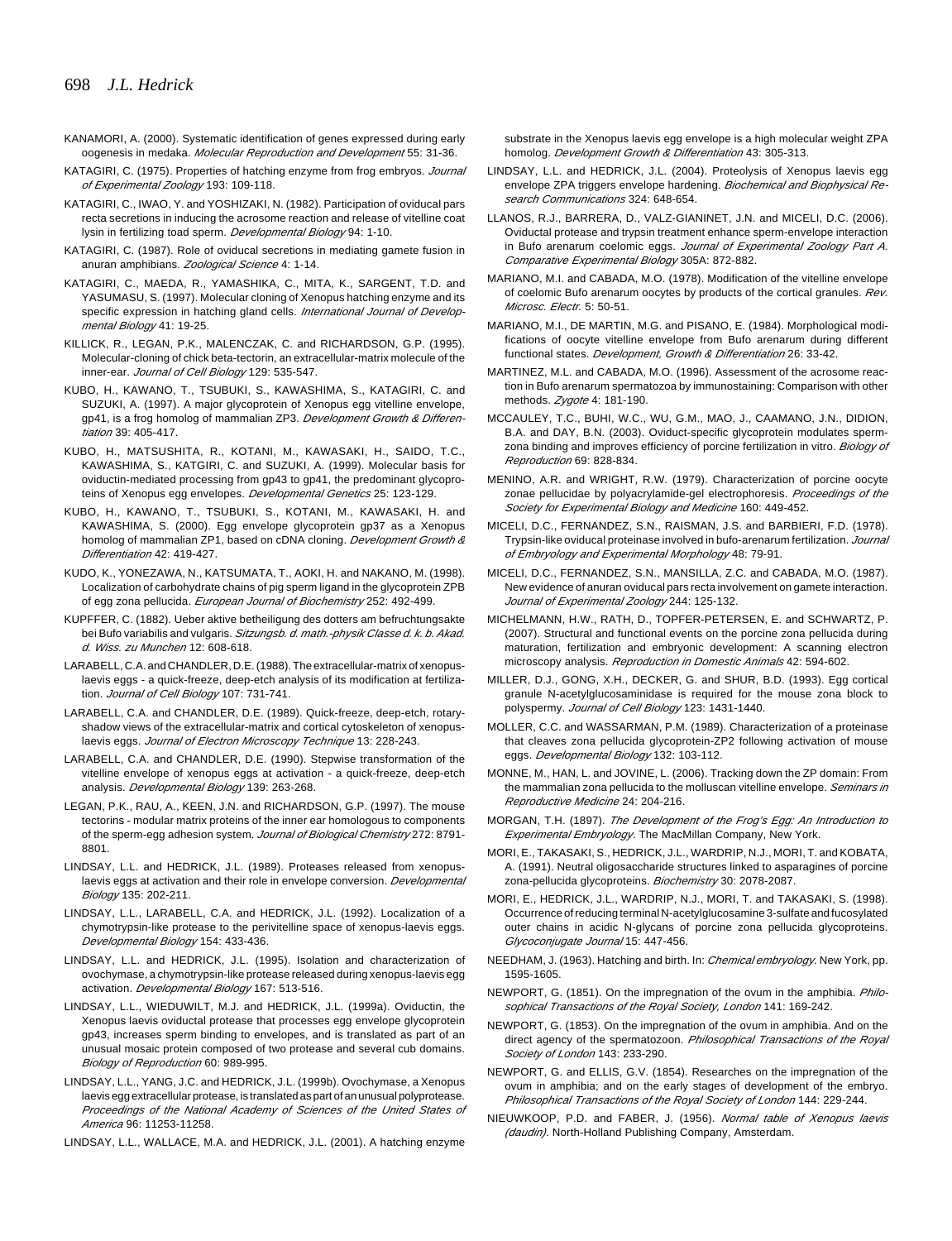KANAMORI, A. (2000). Systematic identification of genes expressed during early oogenesis in medaka. *Molecular Reproduction and Development* 55: 31-36.

KATAGIRI, C. (1975). Properties of hatching enzyme from frog embryos. *Journal of Experimental Zoology* 193: 109-118.

KATAGIRI, C., IWAO, Y. and YOSHIZAKI, N. (1982). Participation of oviducal pars recta secretions in inducing the acrosome reaction and release of vitelline coat lysin in fertilizing toad sperm. *Developmental Biology* 94: 1-10.

KATAGIRI, C. (1987). Role of oviducal secretions in mediating gamete fusion in anuran amphibians. *Zoological Science* 4: 1-14.

KATAGIRI, C., MAEDA, R., YAMASHIKA, C., MITA, K., SARGENT, T.D. and YASUMASU, S. (1997). Molecular cloning of Xenopus hatching enzyme and its specific expression in hatching gland cells. *International Journal of Developmental Biology* 41: 19-25.

KILLICK, R., LEGAN, P.K., MALENCZAK, C. and RICHARDSON, G.P. (1995). Molecular-cloning of chick beta-tectorin, an extracellular-matrix molecule of the inner-ear. *Journal of Cell Biology* 129: 535-547.

KUBO, H., KAWANO, T., TSUBUKI, S., KAWASHIMA, S., KATAGIRI, C. and SUZUKI, A. (1997). A major glycoprotein of Xenopus egg vitelline envelope, gp41, is a frog homolog of mammalian ZP3. *Development Growth & Differentiation* 39: 405-417.

KUBO, H., MATSUSHITA, R., KOTANI, M., KAWASAKI, H., SAIDO, T.C., KAWASHIMA, S., KATGIRI, C. and SUZUKI, A. (1999). Molecular basis for oviductin-mediated processing from gp43 to gp41, the predominant glycoproteins of Xenopus egg envelopes. *Developmental Genetics* 25: 123-129.

KUBO, H., KAWANO, T., TSUBUKI, S., KOTANI, M., KAWASAKI, H. and KAWASHIMA, S. (2000). Egg envelope glycoprotein gp37 as a Xenopus homolog of mammalian ZP1, based on cDNA cloning. *Development Growth & Differentiation* 42: 419-427.

KUDO, K., YONEZAWA, N., KATSUMATA, T., AOKI, H. and NAKANO, M. (1998). Localization of carbohydrate chains of pig sperm ligand in the glycoprotein ZPB of egg zona pellucida. *European Journal of Biochemistry* 252: 492-499.

KUPFFER, C. (1882). Ueber aktive betheiligung des dotters am befruchtungsakte bei Bufo variabilis and vulgaris. *Sitzungsb. d. math.-physik Classe d. k. b. Akad. d. Wiss. zu Munchen* 12: 608-618.

LARABELL, C.A. and CHANDLER, D.E. (1988). The extracellular-matrix of xenopus-laevis eggs - a quick-freeze, deep-etch analysis of its modification at fertilization. *Journal of Cell Biology* 107: 731-741.

LARABELL, C.A. and CHANDLER, D.E. (1989). Quick-freeze, deep-etch, rotary-shadow views of the extracellular-matrix and cortical cytoskeleton of xenopus-laevis eggs. *Journal of Electron Microscopy Technique* 13: 228-243.

LARABELL, C.A. and CHANDLER, D.E. (1990). Stepwise transformation of the vitelline envelope of xenopus eggs at activation - a quick-freeze, deep-etch analysis. *Developmental Biology* 139: 263-268.

LEGAN, P.K., RAU, A., KEEN, J.N. and RICHARDSON, G.P. (1997). The mouse tectorins - modular matrix proteins of the inner ear homologous to components of the sperm-egg adhesion system. *Journal of Biological Chemistry* 272: 8791-8801.

LINDSAY, L.L. and HEDRICK, J.L. (1989). Proteases released from xenopus-laevis eggs at activation and their role in envelope conversion. *Developmental Biology* 135: 202-211.

LINDSAY, L.L., LARABELL, C.A. and HEDRICK, J.L. (1992). Localization of a chymotrypsin-like protease to the perivitelline space of xenopus-laevis eggs. *Developmental Biology* 154: 433-436.

LINDSAY, L.L. and HEDRICK, J.L. (1995). Isolation and characterization of ovochymase, a chymotrypsin-like protease released during xenopus-laevis egg activation. *Developmental Biology* 167: 513-516.

LINDSAY, L.L., WIEDUWILT, M.J. and HEDRICK, J.L. (1999a). Oviductin, the Xenopus laevis oviductal protease that processes egg envelope glycoprotein gp43, increases sperm binding to envelopes, and is translated as part of an unusual mosaic protein composed of two protease and several cub domains. *Biology of Reproduction* 60: 989-995.

LINDSAY, L.L., YANG, J.C. and HEDRICK, J.L. (1999b). Ovochymase, a Xenopus laevis egg extracellular protease, is translated as part of an unusual polyprotease. *Proceedings of the National Academy of Sciences of the United States of America* 96: 11253-11258.

LINDSAY, L.L., WALLACE, M.A. and HEDRICK, J.L. (2001). A hatching enzyme substrate in the Xenopus laevis egg envelope is a high molecular weight ZPA homolog. *Development Growth & Differentiation* 43: 305-313.

LINDSAY, L.L. and HEDRICK, J.L. (2004). Proteolysis of Xenopus laevis egg envelope ZPA triggers envelope hardening. *Biochemical and Biophysical Research Communications* 324: 648-654.

LLANOS, R.J., BARRERA, D., VALZ-GIANINET, J.N. and MICELI, D.C. (2006). Oviductal protease and trypsin treatment enhance sperm-envelope interaction in Bufo arenarum coelomic eggs. *Journal of Experimental Zoology Part A. Comparative Experimental Biology* 305A: 872-882.

MARIANO, M.I. and CABADA, M.O. (1978). Modification of the vitelline envelope of coelomic Bufo arenarum oocytes by products of the cortical granules. *Rev. Microsc. Electr.* 5: 50-51.

MARIANO, M.I., DE MARTIN, M.G. and PISANO, E. (1984). Morphological modifications of oocyte vitelline envelope from Bufo arenarum during different functional states. *Development, Growth & Differentiation* 26: 33-42.

MARTINEZ, M.L. and CABADA, M.O. (1996). Assessment of the acrosome reaction in Bufo arenarum spermatozoa by immunostaining: Comparison with other methods. *Zygote* 4: 181-190.

MCCAULEY, T.C., BUHI, W.C., WU, G.M., MAO, J., CAAMANO, J.N., DIDION, B.A. and DAY, B.N. (2003). Oviduct-specific glycoprotein modulates sperm-zona binding and improves efficiency of porcine fertilization in vitro. *Biology of Reproduction* 69: 828-834.

MENINO, A.R. and WRIGHT, R.W. (1979). Characterization of porcine oocyte zonae pellucidae by polyacrylamide-gel electrophoresis. *Proceedings of the Society for Experimental Biology and Medicine* 160: 449-452.

MICELI, D.C., FERNANDEZ, S.N., RAISMAN, J.S. and BARBIERI, F.D. (1978). Trypsin-like oviducal proteinase involved in bufo-arenarum fertilization. *Journal of Embryology and Experimental Morphology* 48: 79-91.

MICELI, D.C., FERNANDEZ, S.N., MANSILLA, Z.C. and CABADA, M.O. (1987). New evidence of anuran oviducal pars recta involvement on gamete interaction. *Journal of Experimental Zoology* 244: 125-132.

MICHELMANN, H.W., RATH, D., TOPFER-PETERSEN, E. and SCHWARTZ, P. (2007). Structural and functional events on the porcine zona pellucida during maturation, fertilization and embryonic development: A scanning electron microscopy analysis. *Reproduction in Domestic Animals* 42: 594-602.

MILLER, D.J., GONG, X.H., DECKER, G. and SHUR, B.D. (1993). Egg cortical granule N-acetylglucosaminidase is required for the mouse zona block to polyspermy. *Journal of Cell Biology* 123: 1431-1440.

MOLLER, C.C. and WASSARMAN, P.M. (1989). Characterization of a proteinase that cleaves zona pellucida glycoprotein-ZP2 following activation of mouse eggs. *Developmental Biology* 132: 103-112.

MONNE, M., HAN, L. and JOVINE, L. (2006). Tracking down the ZP domain: From the mammalian zona pellucida to the molluscan vitelline envelope. *Seminars in Reproductive Medicine* 24: 204-216.

MORGAN, T.H. (1897). *The Development of the Frog's Egg: An Introduction to Experimental Embryology*. The MacMillan Company, New York.

MORI, E., TAKASAKI, S., HEDRICK, J.L., WARDRIP, N.J., MORI, T. and KOBATA, A. (1991). Neutral oligosaccharide structures linked to asparagines of porcine zona-pellucida glycoproteins. *Biochemistry* 30: 2078-2087.

MORI, E., HEDRICK, J.L., WARDRIP, N.J., MORI, T. and TAKASAKI, S. (1998). Occurrence of reducing terminal N-acetylglucosamine 3-sulfate and fucosylated outer chains in acidic N-glycans of porcine zona pellucida glycoproteins. *Glycoconjugate Journal* 15: 447-456.

NEEDHAM, J. (1963). Hatching and birth. In: *Chemical embryology*. New York, pp. 1595-1605.

NEWPORT, G. (1851). On the impregnation of the ovum in the amphibia. *Philosophical Transactions of the Royal Society, London* 141: 169-242.

NEWPORT, G. (1853). On the impregnation of the ovum in amphibia. And on the direct agency of the spermatozoon. *Philosophical Transactions of the Royal Society of London* 143: 233-290.

NEWPORT, G. and ELLIS, G.V. (1854). Researches on the impregnation of the ovum in amphibia; and on the early stages of development of the embryo. *Philosophical Transactions of the Royal Society of London* 144: 229-244.

NIEUWKOOP, P.D. and FABER, J. (1956). *Normal table of Xenopus laevis (daudin)*. North-Holland Publishing Company, Amsterdam.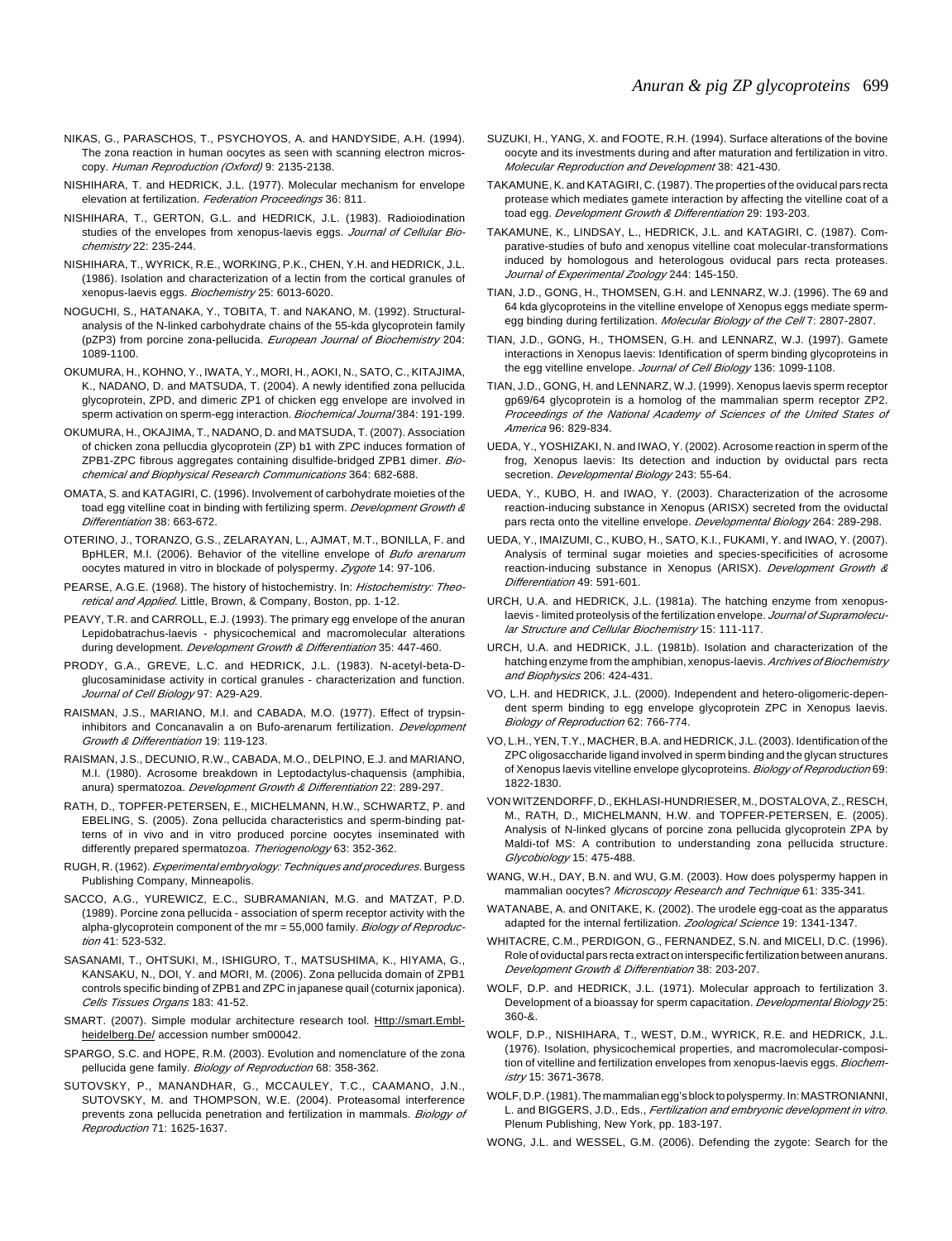NIKAS, G., PARASCHOS, T., PSYCHOYOS, A. and HANDYSIDE, A.H. (1994). The zona reaction in human oocytes as seen with scanning electron microscopy. *Human Reproduction (Oxford)* 9: 2135-2138.

NISHIHARA, T. and HEDRICK, J.L. (1977). Molecular mechanism for envelope elevation at fertilization. *Federation Proceedings* 36: 811.

NISHIHARA, T., GERTON, G.L. and HEDRICK, J.L. (1983). Radioiodination studies of the envelopes from xenopus-laevis eggs. *Journal of Cellular Biochemistry* 22: 235-244.

NISHIHARA, T., WYRICK, R.E., WORKING, P.K., CHEN, Y.H. and HEDRICK, J.L. (1986). Isolation and characterization of a lectin from the cortical granules of xenopus-laevis eggs. *Biochemistry* 25: 6013-6020.

NOGUCHI, S., HATANAKA, Y., TOBITA, T. and NAKANO, M. (1992). Structural-analysis of the N-linked carbohydrate chains of the 55-kda glycoprotein family (pZP3) from porcine zona-pellucida. *European Journal of Biochemistry* 204: 1089-1100.

OKUMURA, H., KOHNO, Y., IWATA, Y., MORI, H., AOKI, N., SATO, C., KITAJIMA, K., NADANO, D. and MATSUDA, T. (2004). A newly identified zona pellucida glycoprotein, ZPD, and dimeric ZP1 of chicken egg envelope are involved in sperm activation on sperm-egg interaction. *Biochemical Journal* 384: 191-199.

OKUMURA, H., OKAJIMA, T., NADANO, D. and MATSUDA, T. (2007). Association of chicken zona pellucda glycoprotein (ZP) b1 with ZPC induces formation of ZPB1-ZPC fibrous aggregates containing disulfide-bridged ZPB1 dimer. *Biochemical and Biophysical Research Communications* 364: 682-688.

OMATA, S. and KATAGIRI, C. (1996). Involvement of carbohydrate moieties of the toad egg vitelline coat in binding with fertilizing sperm. *Development Growth & Differentiation* 38: 663-672.

OTERINO, J., TORANZO, G.S., ZELARAYAN, L., AJMAT, M.T., BONILLA, F. and BpHLER, M.I. (2006). Behavior of the vitelline envelope of *Bufo arenarum* oocytes matured in vitro in blockade of polyspermy. *Zygote* 14: 97-106.

PEARSE, A.G.E. (1968). The history of histochemistry. In: *Histochemistry: Theoretical and Applied.* Little, Brown, & Company, Boston, pp. 1-12.

PEAVY, T.R. and CARROLL, E.J. (1993). The primary egg envelope of the anuran Lepidobatrachus-laevis - physicochemical and macromolecular alterations during development. *Development Growth & Differentiation* 35: 447-460.

PRODY, G.A., GREVE, L.C. and HEDRICK, J.L. (1983). N-acetyl-beta-D-glucosaminidase activity in cortical granules - characterization and function. *Journal of Cell Biology* 97: A29-A29.

RAISMAN, J.S., MARIANO, M.I. and CABADA, M.O. (1977). Effect of trypsin-inhibitors and Concanavalin a on Bufo-arenarum fertilization. *Development Growth & Differentiation* 19: 119-123.

RAISMAN, J.S., DECUNIO, R.W., CABADA, M.O., DELPINO, E.J. and MARIANO, M.I. (1980). Acrosome breakdown in Leptodactylus-chaquensis (amphibia, anura) spermatozoa. *Development Growth & Differentiation* 22: 289-297.

RATH, D., TOPFER-PETERSEN, E., MICHELMANN, H.W., SCHWARTZ, P. and EBELING, S. (2005). Zona pellucida characteristics and sperm-binding patterns of in vivo and in vitro produced porcine oocytes inseminated with differently prepared spermatozoa. *Theriogenology* 63: 352-362.

RUGH, R. (1962). *Experimental embryology: Techniques and procedures.* Burgess Publishing Company, Minneapolis.

SACCO, A.G., YUREWICZ, E.C., SUBRAMANIAN, M.G. and MATZAT, P.D. (1989). Porcine zona pellucida - association of sperm receptor activity with the alpha-glycoprotein component of the mr = 55,000 family. *Biology of Reproduction* 41: 523-532.

SASANAMI, T., OHTSUKI, M., ISHIGURO, T., MATSUSHIMA, K., HIYAMA, G., KANSAKU, N., DOI, Y. and MORI, M. (2006). Zona pellucida domain of ZPB1 controls specific binding of ZPB1 and ZPC in japanese quail (coturnix japonica). *Cells Tissues Organs* 183: 41-52.

SMART. (2007). Simple modular architecture research tool. Http://smart.Embl-heidelberg.De/ accession number sm00042.

SPARGO, S.C. and HOPE, R.M. (2003). Evolution and nomenclature of the zona pellucida gene family. *Biology of Reproduction* 68: 358-362.

SUTOVSKY, P., MANANDHAR, G., MCCAULEY, T.C., CAAMANO, J.N., SUTOVSKY, M. and THOMPSON, W.E. (2004). Proteasomal interference prevents zona pellucida penetration and fertilization in mammals. *Biology of Reproduction* 71: 1625-1637.

SUZUKI, H., YANG, X. and FOOTE, R.H. (1994). Surface alterations of the bovine oocyte and its investments during and after maturation and fertilization in vitro. *Molecular Reproduction and Development* 38: 421-430.

TAKAMUNE, K. and KATAGIRI, C. (1987). The properties of the oviducal pars recta protease which mediates gamete interaction by affecting the vitelline coat of a toad egg. *Development Growth & Differentiation* 29: 193-203.

TAKAMUNE, K., LINDSAY, L., HEDRICK, J.L. and KATAGIRI, C. (1987). Comparative-studies of bufo and xenopus vitelline coat molecular-transformations induced by homologous and heterologous oviducal pars recta proteases. *Journal of Experimental Zoology* 244: 145-150.

TIAN, J.D., GONG, H., THOMSEN, G.H. and LENNARZ, W.J. (1996). The 69 and 64 kda glycoproteins in the vitelline envelope of Xenopus eggs mediate sperm-egg binding during fertilization. *Molecular Biology of the Cell* 7: 2807-2807.

TIAN, J.D., GONG, H., THOMSEN, G.H. and LENNARZ, W.J. (1997). Gamete interactions in Xenopus laevis: Identification of sperm binding glycoproteins in the egg vitelline envelope. *Journal of Cell Biology* 136: 1099-1108.

TIAN, J.D., GONG, H. and LENNARZ, W.J. (1999). Xenopus laevis sperm receptor gp69/64 glycoprotein is a homolog of the mammalian sperm receptor ZP2. *Proceedings of the National Academy of Sciences of the United States of America* 96: 829-834.

UEDA, Y., YOSHIZAKI, N. and IWAO, Y. (2002). Acrosome reaction in sperm of the frog, Xenopus laevis: Its detection and induction by oviductal pars recta secretion. *Developmental Biology* 243: 55-64.

UEDA, Y., KUBO, H. and IWAO, Y. (2003). Characterization of the acrosome reaction-inducing substance in Xenopus (ARISX) secreted from the oviductal pars recta onto the vitelline envelope. *Developmental Biology* 264: 289-298.

UEDA, Y., IMAIZUMI, C., KUBO, H., SATO, K.I., FUKAMI, Y. and IWAO, Y. (2007). Analysis of terminal sugar moieties and species-specificities of acrosome reaction-inducing substance in Xenopus (ARISX). *Development Growth & Differentiation* 49: 591-601.

URCH, U.A. and HEDRICK, J.L. (1981a). The hatching enzyme from xenopus-laevis - limited proteolysis of the fertilization envelope. *Journal of Supramolecular Structure and Cellular Biochemistry* 15: 111-117.

URCH, U.A. and HEDRICK, J.L. (1981b). Isolation and characterization of the hatching enzyme from the amphibian, xenopus-laevis. *Archives of Biochemistry and Biophysics* 206: 424-431.

VO, L.H. and HEDRICK, J.L. (2000). Independent and hetero-oligomeric-dependent sperm binding to egg envelope glycoprotein ZPC in Xenopus laevis. *Biology of Reproduction* 62: 766-774.

VO, L.H., YEN, T.Y., MACHER, B.A. and HEDRICK, J.L. (2003). Identification of the ZPC oligosaccharide ligand involved in sperm binding and the glycan structures of Xenopus laevis vitelline envelope glycoproteins. *Biology of Reproduction* 69: 1822-1830.

VON WITZENDORFF, D., EKHLASI-HUNDRIESER, M., DOSTALOVA, Z., RESCH, M., RATH, D., MICHELMANN, H.W. and TOPFER-PETERSEN, E. (2005). Analysis of N-linked glycans of porcine zona pellucida glycoprotein ZPA by Maldi-tof MS: A contribution to understanding zona pellucida structure. *Glycobiology* 15: 475-488.

WANG, W.H., DAY, B.N. and WU, G.M. (2003). How does polyspermy happen in mammalian oocytes? *Microscopy Research and Technique* 61: 335-341.

WATANABE, A. and ONITAKE, K. (2002). The urodele egg-coat as the apparatus adapted for the internal fertilization. *Zoological Science* 19: 1341-1347.

WHITACRE, C.M., PERDIGON, G., FERNANDEZ, S.N. and MICELI, D.C. (1996). Role of oviductal pars recta extract on interspecific fertilization between anurans. *Development Growth & Differentiation* 38: 203-207.

WOLF, D.P. and HEDRICK, J.L. (1971). Molecular approach to fertilization 3. Development of a bioassay for sperm capacitation. *Developmental Biology* 25: 360-&.

WOLF, D.P., NISHIHARA, T., WEST, D.M., WYRICK, R.E. and HEDRICK, J.L. (1976). Isolation, physicochemical properties, and macromolecular-composition of vitelline and fertilization envelopes from xenopus-laevis eggs. *Biochemistry* 15: 3671-3678.

WOLF, D.P. (1981). The mammalian egg's block to polyspermy. In: MASTRONIANNI, L. and BIGGERS, J.D., Eds., *Fertilization and embryonic development in vitro.* Plenum Publishing, New York, pp. 183-197.

WONG, J.L. and WESSEL, G.M. (2006). Defending the zygote: Search for the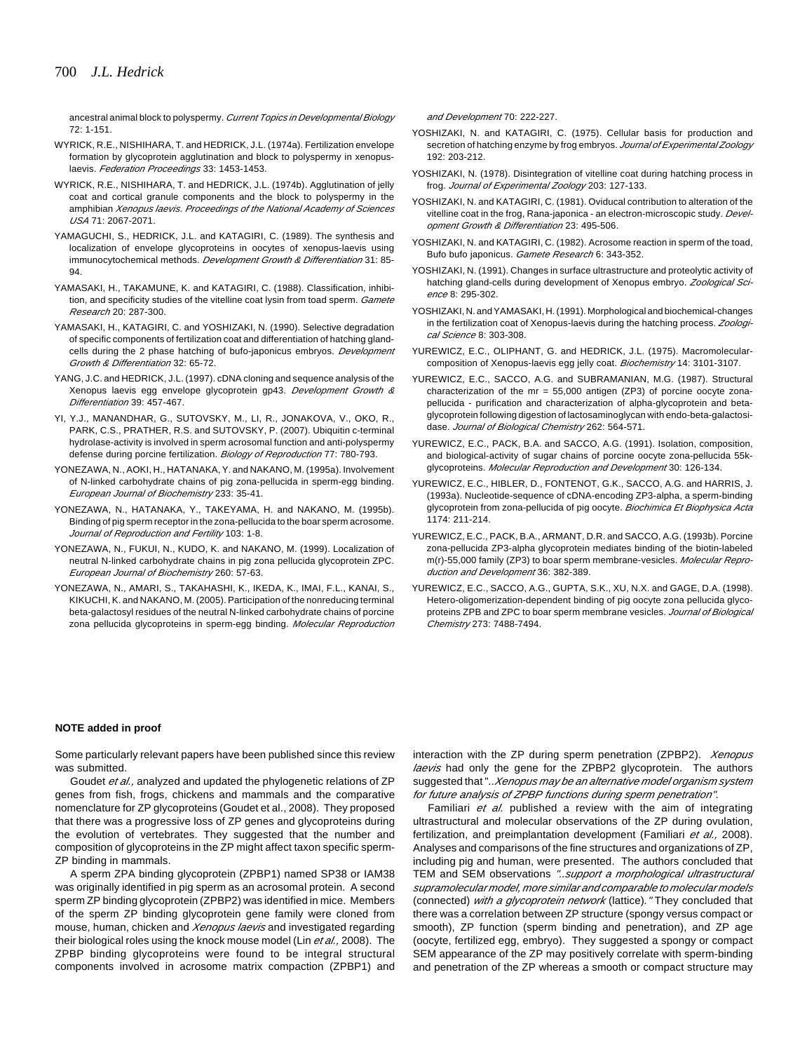ancestral animal block to polyspermy. *Current Topics in Developmental Biology* 72: 1-151.

WYRICK, R.E., NISHIHARA, T. and HEDRICK, J.L. (1974a). Fertilization envelope formation by glycoprotein agglutination and block to polyspermy in xenopus-laevis. *Federation Proceedings* 33: 1453-1453.

WYRICK, R.E., NISHIHARA, T. and HEDRICK, J.L. (1974b). Agglutination of jelly coat and cortical granule components and the block to polyspermy in the amphibian *Xenopus laevis*. *Proceedings of the National Academy of Sciences USA* 71: 2067-2071.

YAMAGUCHI, S., HEDRICK, J.L. and KATAGIRI, C. (1989). The synthesis and localization of envelope glycoproteins in oocytes of xenopus-laevis using immunocytochemical methods. *Development Growth & Differentiation* 31: 85-94.

YAMASAKI, H., TAKAMUNE, K. and KATAGIRI, C. (1988). Classification, inhibition, and specificity studies of the vitelline coat lysin from toad sperm. *Gamete Research* 20: 287-300.

YAMASAKI, H., KATAGIRI, C. and YOSHIZAKI, N. (1990). Selective degradation of specific components of fertilization coat and differentiation of hatching gland-cells during the 2 phase hatching of bufo-japonicus embryos. *Development Growth & Differentiation* 32: 65-72.

YANG, J.C. and HEDRICK, J.L. (1997). cDNA cloning and sequence analysis of the Xenopus laevis egg envelope glycoprotein gp43. *Development Growth & Differentiation* 39: 457-467.

YI, Y.J., MANANDHAR, G., SUTOVSKY, M., LI, R., JONAKOVA, V., OKO, R., PARK, C.S., PRATHER, R.S. and SUTOVSKY, P. (2007). Ubiquitin c-terminal hydrolase-activity is involved in sperm acrosomal function and anti-polyspermy defense during porcine fertilization. *Biology of Reproduction* 77: 780-793.

YONEZAWA, N., AOKI, H., HATANAKA, Y. and NAKANO, M. (1995a). Involvement of N-linked carbohydrate chains of pig zona-pellucida in sperm-egg binding. *European Journal of Biochemistry* 233: 35-41.

YONEZAWA, N., HATANAKA, Y., TAKEYAMA, H. and NAKANO, M. (1995b). Binding of pig sperm receptor in the zona-pellucida to the boar sperm acrosome. *Journal of Reproduction and Fertility* 103: 1-8.

YONEZAWA, N., FUKUI, N., KUDO, K. and NAKANO, M. (1999). Localization of neutral N-linked carbohydrate chains in pig zona pellucida glycoprotein ZPC. *European Journal of Biochemistry* 260: 57-63.

YONEZAWA, N., AMARI, S., TAKAHASHI, K., IKEDA, K., IMAI, F.L., KANAI, S., KIKUCHI, K. and NAKANO, M. (2005). Participation of the nonreducing terminal beta-galactosyl residues of the neutral N-linked carbohydrate chains of porcine zona pellucida glycoproteins in sperm-egg binding. *Molecular Reproduction and Development* 70: 222-227.

YOSHIZAKI, N. and KATAGIRI, C. (1975). Cellular basis for production and secretion of hatching enzyme by frog embryos. *Journal of Experimental Zoology* 192: 203-212.

YOSHIZAKI, N. (1978). Disintegration of vitelline coat during hatching process in frog. *Journal of Experimental Zoology* 203: 127-133.

YOSHIZAKI, N. and KATAGIRI, C. (1981). Oviducal contribution to alteration of the vitelline coat in the frog, Rana-japonica - an electron-microscopic study. *Development Growth & Differentiation* 23: 495-506.

YOSHIZAKI, N. and KATAGIRI, C. (1982). Acrosome reaction in sperm of the toad, Bufo bufo japonicus. *Gamete Research* 6: 343-352.

YOSHIZAKI, N. (1991). Changes in surface ultrastructure and proteolytic activity of hatching gland-cells during development of Xenopus embryo. *Zoological Science* 8: 295-302.

YOSHIZAKI, N. and YAMASAKI, H. (1991). Morphological and biochemical-changes in the fertilization coat of Xenopus-laevis during the hatching process. *Zoological Science* 8: 303-308.

YUREWICZ, E.C., OLIPHANT, G. and HEDRICK, J.L. (1975). Macromolecular-composition of Xenopus-laevis egg jelly coat. *Biochemistry* 14: 3101-3107.

YUREWICZ, E.C., SACCO, A.G. and SUBRAMANIAN, M.G. (1987). Structural characterization of the mr = 55,000 antigen (ZP3) of porcine oocyte zona-pellucida - purification and characterization of alpha-glycoprotein and beta-glycoprotein following digestion of lactosaminoglycan with endo-beta-galactosidase. *Journal of Biological Chemistry* 262: 564-571.

YUREWICZ, E.C., PACK, B.A. and SACCO, A.G. (1991). Isolation, composition, and biological-activity of sugar chains of porcine oocyte zona-pellucida 55k-glycoproteins. *Molecular Reproduction and Development* 30: 126-134.

YUREWICZ, E.C., HIBLER, D., FONTENOT, G.K., SACCO, A.G. and HARRIS, J. (1993a). Nucleotide-sequence of cDNA-encoding ZP3-alpha, a sperm-binding glycoprotein from zona-pellucida of pig oocyte. *Biochimica Et Biophysica Acta* 1174: 211-214.

YUREWICZ, E.C., PACK, B.A., ARMANT, D.R. and SACCO, A.G. (1993b). Porcine zona-pellucida ZP3-alpha glycoprotein mediates binding of the biotin-labeled m(r)-55,000 family (ZP3) to boar sperm membrane-vesicles. *Molecular Reproduction and Development* 36: 382-389.

YUREWICZ, E.C., SACCO, A.G., GUPTA, S.K., XU, N.X. and GAGE, D.A. (1998). Hetero-oligomerization-dependent binding of pig oocyte zona pellucida glycoproteins ZPB and ZPC to boar sperm membrane vesicles. *Journal of Biological Chemistry* 273: 7488-7494.

**NOTE added in proof**

Some particularly relevant papers have been published since this review was submitted.

Goudet *et al.,* analyzed and updated the phylogenetic relations of ZP genes from fish, frogs, chickens and mammals and the comparative nomenclature for ZP glycoproteins (Goudet et al., 2008). They proposed that there was a progressive loss of ZP genes and glycoproteins during the evolution of vertebrates. They suggested that the number and composition of glycoproteins in the ZP might affect taxon specific sperm-ZP binding in mammals.

A sperm ZPA binding glycoprotein (ZPBP1) named SP38 or IAM38 was originally identified in pig sperm as an acrosomal protein. A second sperm ZP binding glycoprotein (ZPBP2) was identified in mice. Members of the sperm ZP binding glycoprotein gene family were cloned from mouse, human, chicken and *Xenopus laevis* and investigated regarding their biological roles using the knock mouse model (Lin *et al.,* 2008). The ZPBP binding glycoproteins were found to be integral structural components involved in acrosome matrix compaction (ZPBP1) and interaction with the ZP during sperm penetration (ZPBP2). *Xenopus laevis* had only the gene for the ZPBP2 glycoprotein. The authors suggested that "*..Xenopus may be an alternative model organism system for future analysis of ZPBP functions during sperm penetration*".

Familiari *et al.* published a review with the aim of integrating ultrastructural and molecular observations of the ZP during ovulation, fertilization, and preimplantation development (Familiari *et al.,* 2008). Analyses and comparisons of the fine structures and organizations of ZP, including pig and human, were presented. The authors concluded that TEM and SEM observations *"..support a morphological ultrastructural supramolecular model, more similar and comparable to molecular models* (connected) *with a glycoprotein network* (lattice)*."* They concluded that there was a correlation between ZP structure (spongy versus compact or smooth), ZP function (sperm binding and penetration), and ZP age (oocyte, fertilized egg, embryo). They suggested a spongy or compact SEM appearance of the ZP may positively correlate with sperm-binding and penetration of the ZP whereas a smooth or compact structure may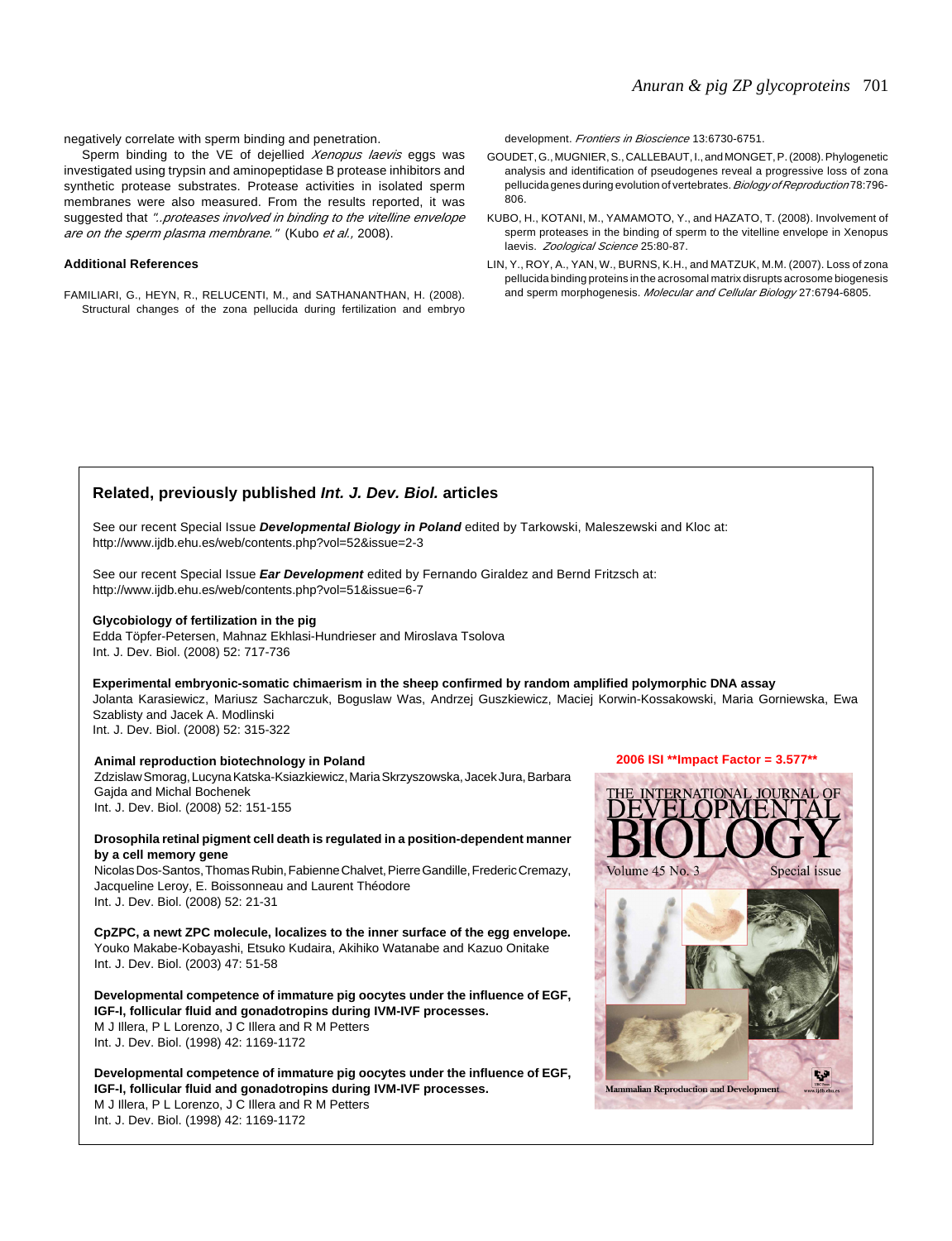negatively correlate with sperm binding and penetration.

Sperm binding to the VE of dejellied *Xenopus laevis* eggs was investigated using trypsin and aminopeptidase B protease inhibitors and synthetic protease substrates. Protease activities in isolated sperm membranes were also measured. From the results reported, it was suggested that *"..proteases involved in binding to the vitelline envelope are on the sperm plasma membrane."* (Kubo *et al.,* 2008).

### Additional References

FAMILIARI, G., HEYN, R., RELUCENTI, M., and SATHANANTHAN, H. (2008). Structural changes of the zona pellucida during fertilization and embryo development. *Frontiers in Bioscience* 13:6730-6751.

GOUDET, G., MUGNIER, S., CALLEBAUT, I., and MONGET, P. (2008). Phylogenetic analysis and identification of pseudogenes reveal a progressive loss of zona pellucida genes during evolution of vertebrates. *Biology of Reproduction* 78:796-806.

KUBO, H., KOTANI, M., YAMAMOTO, Y., and HAZATO, T. (2008). Involvement of sperm proteases in the binding of sperm to the vitelline envelope in Xenopus laevis. *Zoological Science* 25:80-87.

LIN, Y., ROY, A., YAN, W., BURNS, K.H., and MATZUK, M.M. (2007). Loss of zona pellucida binding proteins in the acrosomal matrix disrupts acrosome biogenesis and sperm morphogenesis. *Molecular and Cellular Biology* 27:6794-6805.

## Related, previously published *Int. J. Dev. Biol.* articles

See our recent Special Issue ***Developmental Biology in Poland*** edited by Tarkowski, Maleszewski and Kloc at:
http://www.ijdb.ehu.es/web/contents.php?vol=52&issue=2-3

See our recent Special Issue ***Ear Development*** edited by Fernando Giraldez and Bernd Fritzsch at:
http://www.ijdb.ehu.es/web/contents.php?vol=51&issue=6-7

**Glycobiology of fertilization in the pig**
Edda Töpfer-Petersen, Mahnaz Ekhlasi-Hundrieser and Miroslava Tsolova
Int. J. Dev. Biol. (2008) 52: 717-736

**Experimental embryonic-somatic chimaerism in the sheep confirmed by random amplified polymorphic DNA assay**
Jolanta Karasiewicz, Mariusz Sacharczuk, Boguslaw Was, Andrzej Guszkiewicz, Maciej Korwin-Kossakowski, Maria Gorniewska, Ewa Szablisty and Jacek A. Modlinski
Int. J. Dev. Biol. (2008) 52: 315-322

**Animal reproduction biotechnology in Poland**
Zdzislaw Smorag, Lucyna Katska-Ksiazkiewicz, Maria Skrzyszowska, Jacek Jura, Barbara Gajda and Michal Bochenek
Int. J. Dev. Biol. (2008) 52: 151-155

**Drosophila retinal pigment cell death is regulated in a position-dependent manner by a cell memory gene**
Nicolas Dos-Santos, Thomas Rubin, Fabienne Chalvet, Pierre Gandille, Frederic Cremazy, Jacqueline Leroy, E. Boissonneau and Laurent Théodore
Int. J. Dev. Biol. (2008) 52: 21-31

**CpZPC, a newt ZPC molecule, localizes to the inner surface of the egg envelope.**
Youko Makabe-Kobayashi, Etsuko Kudaira, Akihiko Watanabe and Kazuo Onitake
Int. J. Dev. Biol. (2003) 47: 51-58

**Developmental competence of immature pig oocytes under the influence of EGF, IGF-I, follicular fluid and gonadotropins during IVM-IVF processes.**
M J Illera, P L Lorenzo, J C Illera and R M Petters
Int. J. Dev. Biol. (1998) 42: 1169-1172

**Developmental competence of immature pig oocytes under the influence of EGF, IGF-I, follicular fluid and gonadotropins during IVM-IVF processes.**
M J Illera, P L Lorenzo, J C Illera and R M Petters
Int. J. Dev. Biol. (1998) 42: 1169-1172

2006 ISI **Impact Factor = 3.577**